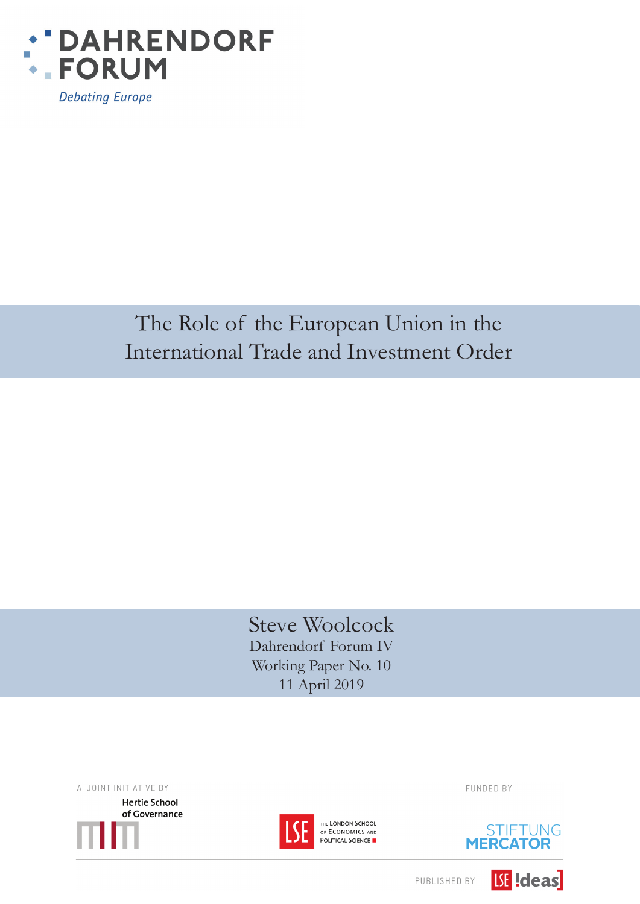DAHRENDORF FORUM

*Debating Europe*

# The Role of the European Union in the International Trade and Investment Order

Steve Woolcock

Dahrendorf Forum IV

Working Paper No. 10

11 April 2019

A JOINT INITIATIVE BY

Hertie School of Governance

The London School of Economics and Political Science

FUNDED BY

Stiftung Mercator

PUBLISHED BY

LSE Ideas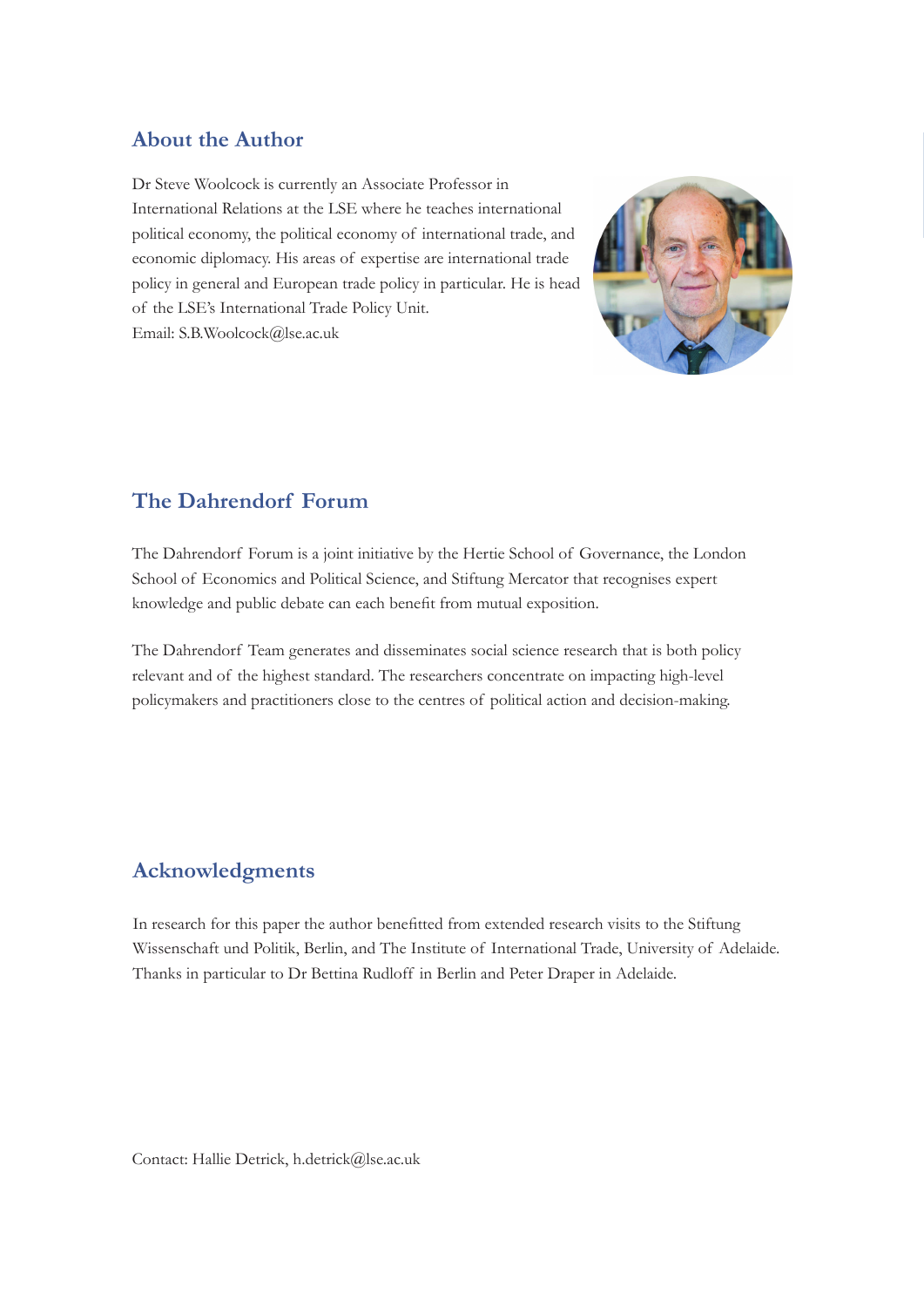## About the Author

Dr Steve Woolcock is currently an Associate Professor in International Relations at the LSE where he teaches international political economy, the political economy of international trade, and economic diplomacy. His areas of expertise are international trade policy in general and European trade policy in particular. He is head of the LSE's International Trade Policy Unit.
Email: S.B.Woolcock@lse.ac.uk

## The Dahrendorf Forum

The Dahrendorf Forum is a joint initiative by the Hertie School of Governance, the London School of Economics and Political Science, and Stiftung Mercator that recognises expert knowledge and public debate can each benefit from mutual exposition.

The Dahrendorf Team generates and disseminates social science research that is both policy relevant and of the highest standard. The researchers concentrate on impacting high-level policymakers and practitioners close to the centres of political action and decision-making.

## Acknowledgments

In research for this paper the author benefitted from extended research visits to the Stiftung Wissenschaft und Politik, Berlin, and The Institute of International Trade, University of Adelaide. Thanks in particular to Dr Bettina Rudloff in Berlin and Peter Draper in Adelaide.

Contact: Hallie Detrick, h.detrick@lse.ac.uk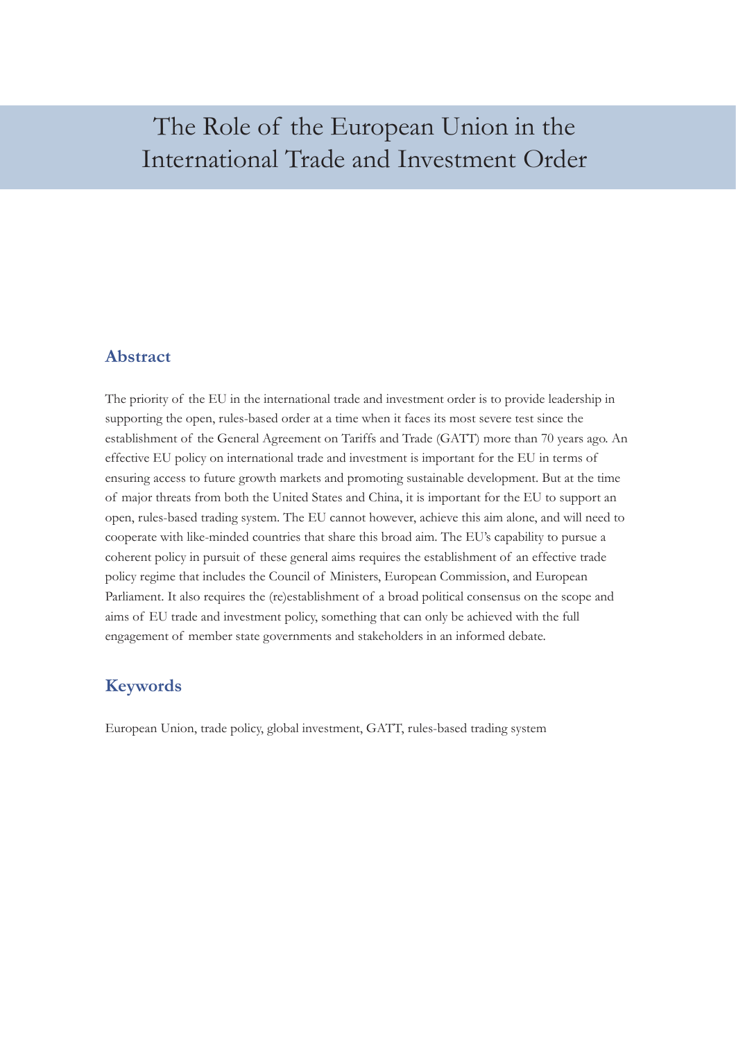# The Role of the European Union in the International Trade and Investment Order

## Abstract

The priority of the EU in the international trade and investment order is to provide leadership in supporting the open, rules-based order at a time when it faces its most severe test since the establishment of the General Agreement on Tariffs and Trade (GATT) more than 70 years ago. An effective EU policy on international trade and investment is important for the EU in terms of ensuring access to future growth markets and promoting sustainable development. But at the time of major threats from both the United States and China, it is important for the EU to support an open, rules-based trading system. The EU cannot however, achieve this aim alone, and will need to cooperate with like-minded countries that share this broad aim. The EU's capability to pursue a coherent policy in pursuit of these general aims requires the establishment of an effective trade policy regime that includes the Council of Ministers, European Commission, and European Parliament. It also requires the (re)establishment of a broad political consensus on the scope and aims of EU trade and investment policy, something that can only be achieved with the full engagement of member state governments and stakeholders in an informed debate.

## Keywords

European Union, trade policy, global investment, GATT, rules-based trading system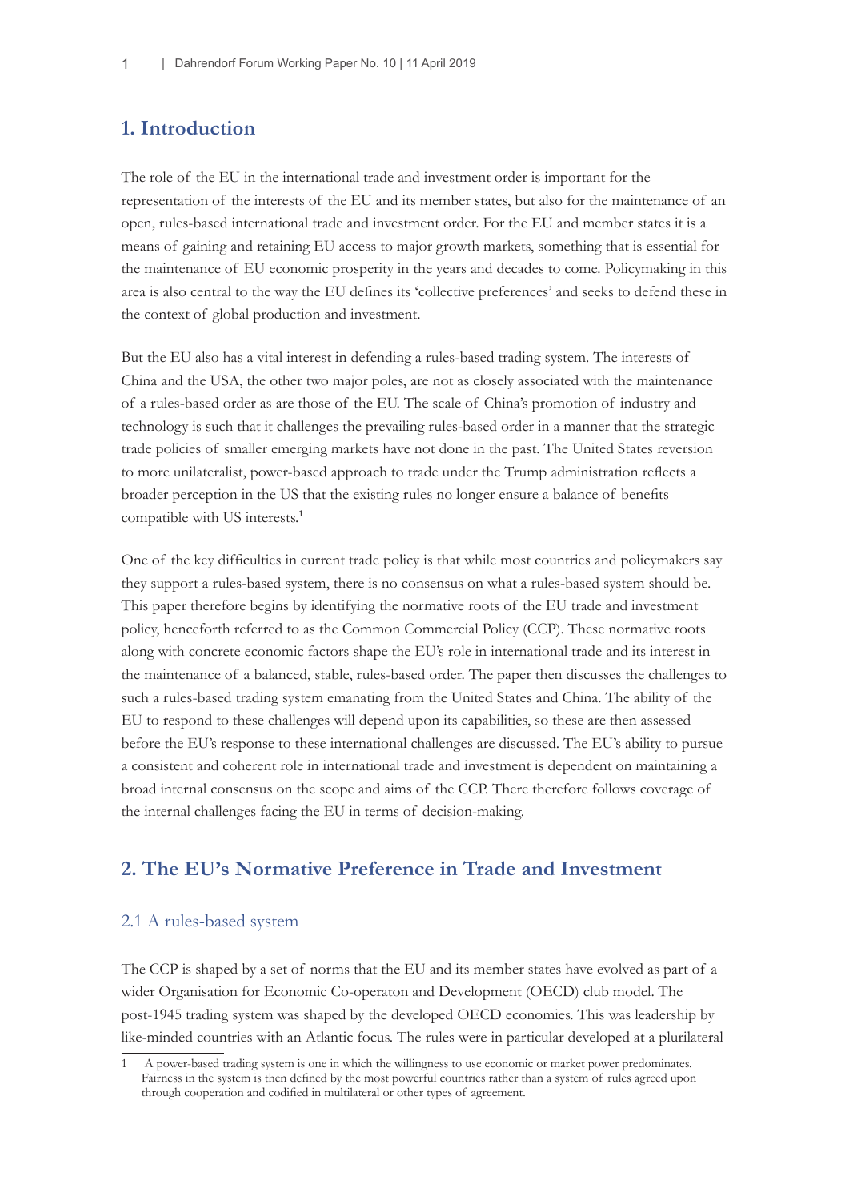## 1. Introduction

The role of the EU in the international trade and investment order is important for the representation of the interests of the EU and its member states, but also for the maintenance of an open, rules-based international trade and investment order. For the EU and member states it is a means of gaining and retaining EU access to major growth markets, something that is essential for the maintenance of EU economic prosperity in the years and decades to come. Policymaking in this area is also central to the way the EU defines its 'collective preferences' and seeks to defend these in the context of global production and investment.

But the EU also has a vital interest in defending a rules-based trading system. The interests of China and the USA, the other two major poles, are not as closely associated with the maintenance of a rules-based order as are those of the EU. The scale of China's promotion of industry and technology is such that it challenges the prevailing rules-based order in a manner that the strategic trade policies of smaller emerging markets have not done in the past. The United States reversion to more unilateralist, power-based approach to trade under the Trump administration reflects a broader perception in the US that the existing rules no longer ensure a balance of benefits compatible with US interests.[1]

One of the key difficulties in current trade policy is that while most countries and policymakers say they support a rules-based system, there is no consensus on what a rules-based system should be. This paper therefore begins by identifying the normative roots of the EU trade and investment policy, henceforth referred to as the Common Commercial Policy (CCP). These normative roots along with concrete economic factors shape the EU's role in international trade and its interest in the maintenance of a balanced, stable, rules-based order. The paper then discusses the challenges to such a rules-based trading system emanating from the United States and China. The ability of the EU to respond to these challenges will depend upon its capabilities, so these are then assessed before the EU's response to these international challenges are discussed. The EU's ability to pursue a consistent and coherent role in international trade and investment is dependent on maintaining a broad internal consensus on the scope and aims of the CCP. There therefore follows coverage of the internal challenges facing the EU in terms of decision-making.

## 2. The EU's Normative Preference in Trade and Investment

### 2.1 A rules-based system

The CCP is shaped by a set of norms that the EU and its member states have evolved as part of a wider Organisation for Economic Co-operaton and Development (OECD) club model. The post-1945 trading system was shaped by the developed OECD economies. This was leadership by like-minded countries with an Atlantic focus. The rules were in particular developed at a plurilateral

---

1 A power-based trading system is one in which the willingness to use economic or market power predominates. Fairness in the system is then defined by the most powerful countries rather than a system of rules agreed upon through cooperation and codified in multilateral or other types of agreement.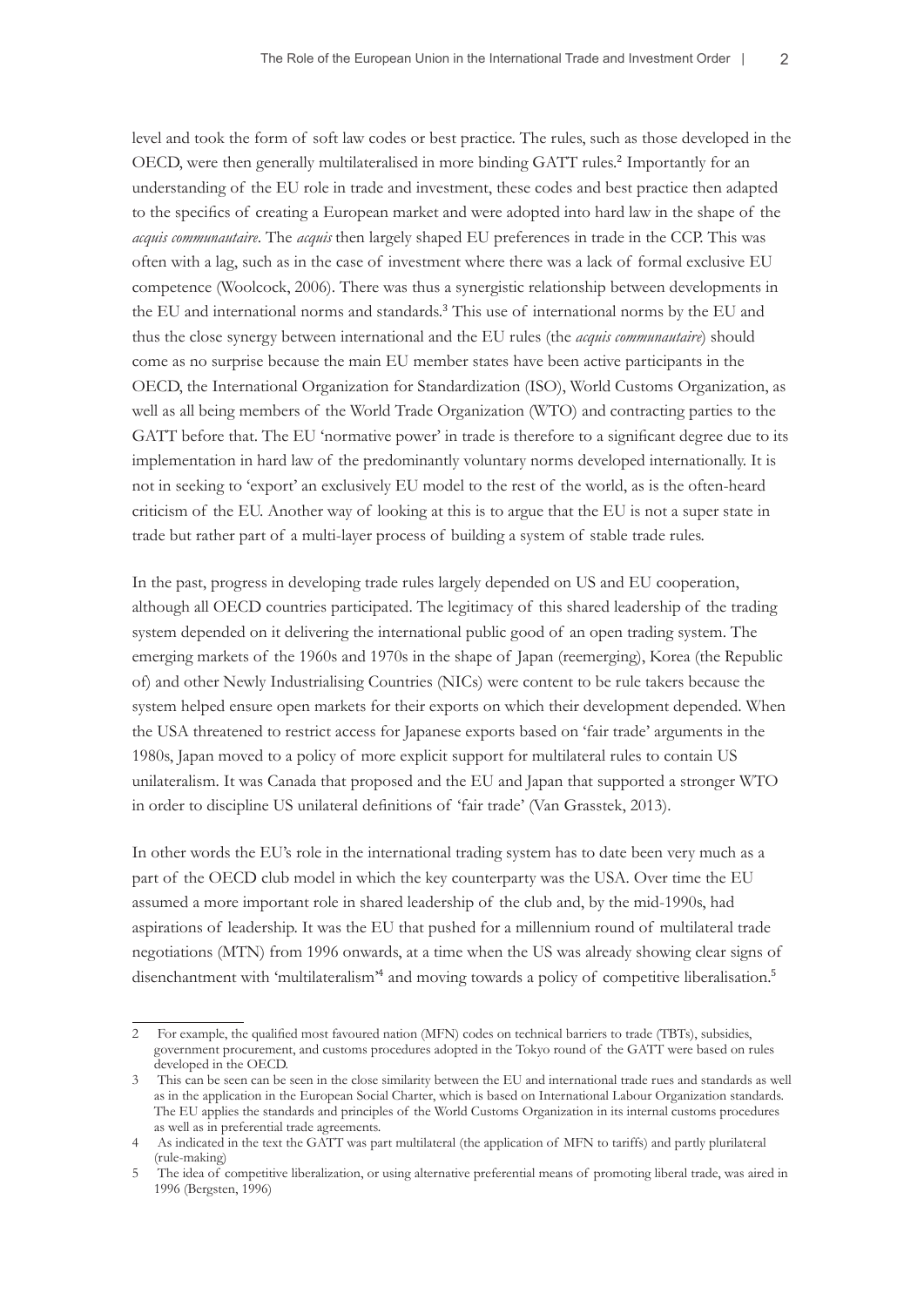level and took the form of soft law codes or best practice. The rules, such as those developed in the OECD, were then generally multilateralised in more binding GATT rules.[2] Importantly for an understanding of the EU role in trade and investment, these codes and best practice then adapted to the specifics of creating a European market and were adopted into hard law in the shape of the *acquis communautaire*. The *acquis* then largely shaped EU preferences in trade in the CCP. This was often with a lag, such as in the case of investment where there was a lack of formal exclusive EU competence (Woolcock, 2006). There was thus a synergistic relationship between developments in the EU and international norms and standards.[3] This use of international norms by the EU and thus the close synergy between international and the EU rules (the *acquis communautaire*) should come as no surprise because the main EU member states have been active participants in the OECD, the International Organization for Standardization (ISO), World Customs Organization, as well as all being members of the World Trade Organization (WTO) and contracting parties to the GATT before that. The EU 'normative power' in trade is therefore to a significant degree due to its implementation in hard law of the predominantly voluntary norms developed internationally. It is not in seeking to 'export' an exclusively EU model to the rest of the world, as is the often-heard criticism of the EU. Another way of looking at this is to argue that the EU is not a super state in trade but rather part of a multi-layer process of building a system of stable trade rules.

In the past, progress in developing trade rules largely depended on US and EU cooperation, although all OECD countries participated. The legitimacy of this shared leadership of the trading system depended on it delivering the international public good of an open trading system. The emerging markets of the 1960s and 1970s in the shape of Japan (reemerging), Korea (the Republic of) and other Newly Industrialising Countries (NICs) were content to be rule takers because the system helped ensure open markets for their exports on which their development depended. When the USA threatened to restrict access for Japanese exports based on 'fair trade' arguments in the 1980s, Japan moved to a policy of more explicit support for multilateral rules to contain US unilateralism. It was Canada that proposed and the EU and Japan that supported a stronger WTO in order to discipline US unilateral definitions of 'fair trade' (Van Grasstek, 2013).

In other words the EU's role in the international trading system has to date been very much as a part of the OECD club model in which the key counterparty was the USA. Over time the EU assumed a more important role in shared leadership of the club and, by the mid-1990s, had aspirations of leadership. It was the EU that pushed for a millennium round of multilateral trade negotiations (MTN) from 1996 onwards, at a time when the US was already showing clear signs of disenchantment with 'multilateralism'[4] and moving towards a policy of competitive liberalisation.[5]

---

2 For example, the qualified most favoured nation (MFN) codes on technical barriers to trade (TBTs), subsidies, government procurement, and customs procedures adopted in the Tokyo round of the GATT were based on rules developed in the OECD.

3 This can be seen can be seen in the close similarity between the EU and international trade rues and standards as well as in the application in the European Social Charter, which is based on International Labour Organization standards. The EU applies the standards and principles of the World Customs Organization in its internal customs procedures as well as in preferential trade agreements.

4 As indicated in the text the GATT was part multilateral (the application of MFN to tariffs) and partly plurilateral (rule-making)

5 The idea of competitive liberalization, or using alternative preferential means of promoting liberal trade, was aired in 1996 (Bergsten, 1996)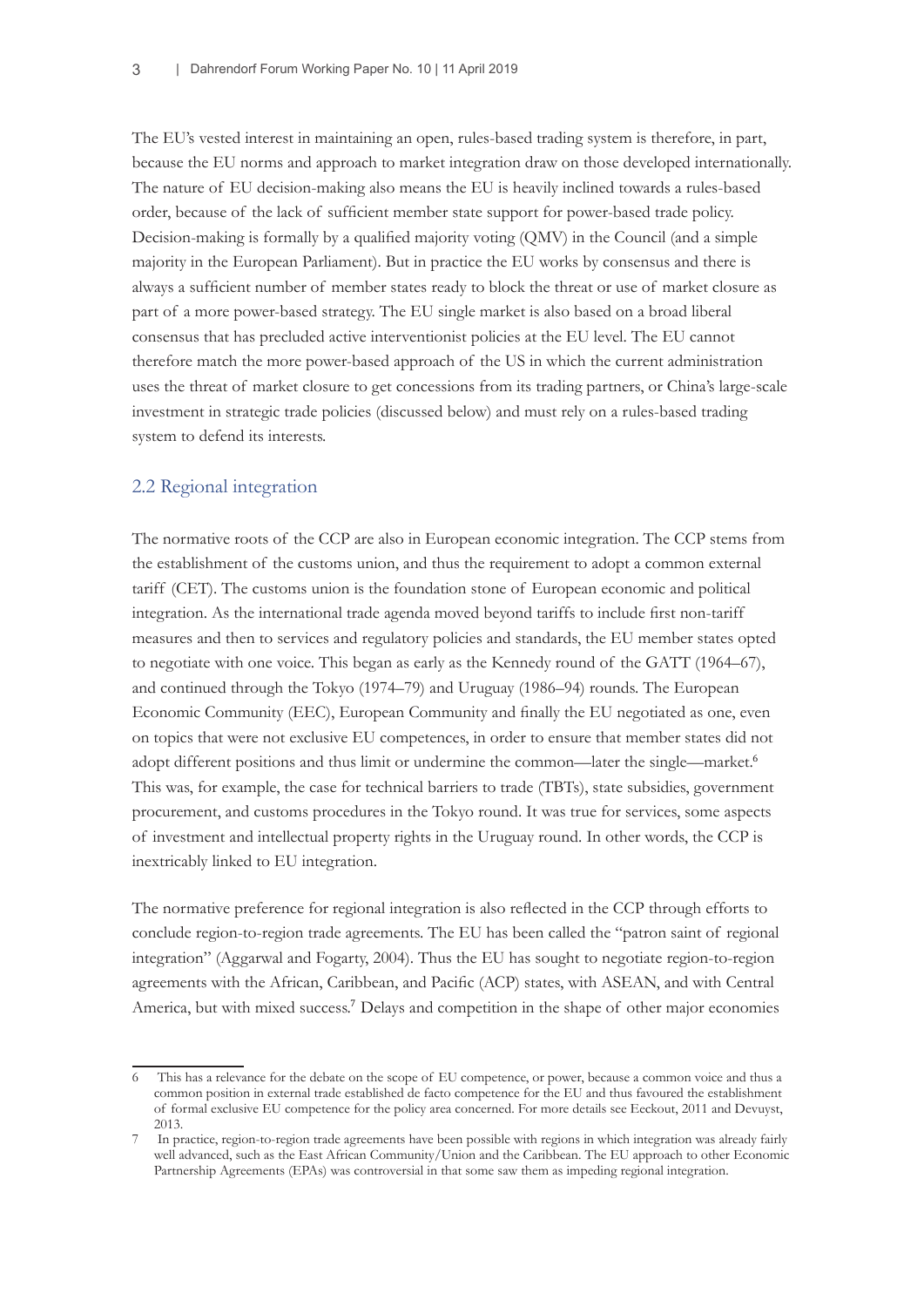The EU's vested interest in maintaining an open, rules-based trading system is therefore, in part, because the EU norms and approach to market integration draw on those developed internationally. The nature of EU decision-making also means the EU is heavily inclined towards a rules-based order, because of the lack of sufficient member state support for power-based trade policy. Decision-making is formally by a qualified majority voting (QMV) in the Council (and a simple majority in the European Parliament). But in practice the EU works by consensus and there is always a sufficient number of member states ready to block the threat or use of market closure as part of a more power-based strategy. The EU single market is also based on a broad liberal consensus that has precluded active interventionist policies at the EU level. The EU cannot therefore match the more power-based approach of the US in which the current administration uses the threat of market closure to get concessions from its trading partners, or China's large-scale investment in strategic trade policies (discussed below) and must rely on a rules-based trading system to defend its interests.

## 2.2 Regional integration

The normative roots of the CCP are also in European economic integration. The CCP stems from the establishment of the customs union, and thus the requirement to adopt a common external tariff (CET). The customs union is the foundation stone of European economic and political integration. As the international trade agenda moved beyond tariffs to include first non-tariff measures and then to services and regulatory policies and standards, the EU member states opted to negotiate with one voice. This began as early as the Kennedy round of the GATT (1964–67), and continued through the Tokyo (1974–79) and Uruguay (1986–94) rounds. The European Economic Community (EEC), European Community and finally the EU negotiated as one, even on topics that were not exclusive EU competences, in order to ensure that member states did not adopt different positions and thus limit or undermine the common—later the single—market.[6] This was, for example, the case for technical barriers to trade (TBTs), state subsidies, government procurement, and customs procedures in the Tokyo round. It was true for services, some aspects of investment and intellectual property rights in the Uruguay round. In other words, the CCP is inextricably linked to EU integration.

The normative preference for regional integration is also reflected in the CCP through efforts to conclude region-to-region trade agreements. The EU has been called the "patron saint of regional integration" (Aggarwal and Fogarty, 2004). Thus the EU has sought to negotiate region-to-region agreements with the African, Caribbean, and Pacific (ACP) states, with ASEAN, and with Central America, but with mixed success.[7] Delays and competition in the shape of other major economies

---

6 This has a relevance for the debate on the scope of EU competence, or power, because a common voice and thus a common position in external trade established de facto competence for the EU and thus favoured the establishment of formal exclusive EU competence for the policy area concerned. For more details see Eeckout, 2011 and Devuyst, 2013.

7 In practice, region-to-region trade agreements have been possible with regions in which integration was already fairly well advanced, such as the East African Community/Union and the Caribbean. The EU approach to other Economic Partnership Agreements (EPAs) was controversial in that some saw them as impeding regional integration.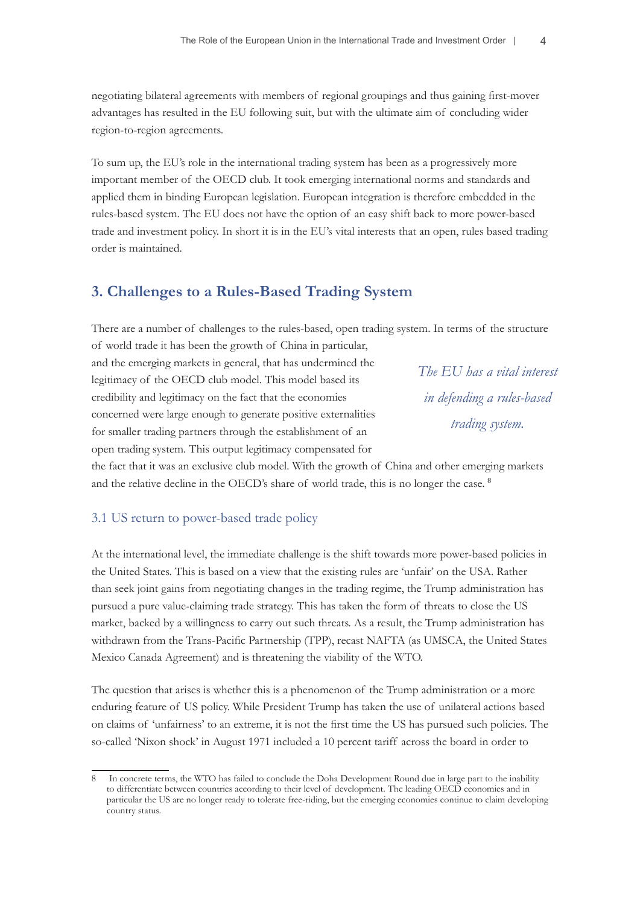negotiating bilateral agreements with members of regional groupings and thus gaining first-mover advantages has resulted in the EU following suit, but with the ultimate aim of concluding wider region-to-region agreements.

To sum up, the EU's role in the international trading system has been as a progressively more important member of the OECD club. It took emerging international norms and standards and applied them in binding European legislation. European integration is therefore embedded in the rules-based system. The EU does not have the option of an easy shift back to more power-based trade and investment policy. In short it is in the EU's vital interests that an open, rules based trading order is maintained.

## 3. Challenges to a Rules-Based Trading System

There are a number of challenges to the rules-based, open trading system. In terms of the structure of world trade it has been the growth of China in particular, and the emerging markets in general, that has undermined the legitimacy of the OECD club model. This model based its credibility and legitimacy on the fact that the economies concerned were large enough to generate positive externalities for smaller trading partners through the establishment of an open trading system. This output legitimacy compensated for the fact that it was an exclusive club model. With the growth of China and other emerging markets and the relative decline in the OECD's share of world trade, this is no longer the case. [8]

*The EU has a vital interest in defending a rules-based trading system.*

### 3.1 US return to power-based trade policy

At the international level, the immediate challenge is the shift towards more power-based policies in the United States. This is based on a view that the existing rules are 'unfair' on the USA. Rather than seek joint gains from negotiating changes in the trading regime, the Trump administration has pursued a pure value-claiming trade strategy. This has taken the form of threats to close the US market, backed by a willingness to carry out such threats. As a result, the Trump administration has withdrawn from the Trans-Pacific Partnership (TPP), recast NAFTA (as UMSCA, the United States Mexico Canada Agreement) and is threatening the viability of the WTO.

The question that arises is whether this is a phenomenon of the Trump administration or a more enduring feature of US policy. While President Trump has taken the use of unilateral actions based on claims of 'unfairness' to an extreme, it is not the first time the US has pursued such policies. The so-called 'Nixon shock' in August 1971 included a 10 percent tariff across the board in order to

---

8 In concrete terms, the WTO has failed to conclude the Doha Development Round due in large part to the inability to differentiate between countries according to their level of development. The leading OECD economies and in particular the US are no longer ready to tolerate free-riding, but the emerging economies continue to claim developing country status.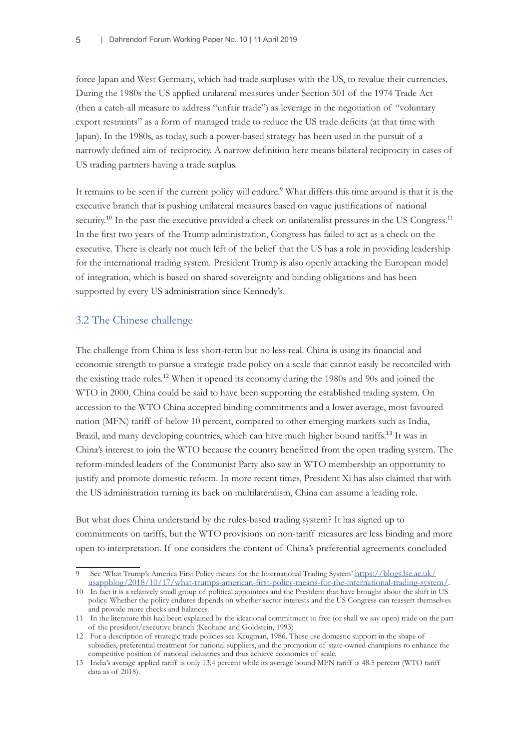force Japan and West Germany, which had trade surpluses with the US, to revalue their currencies. During the 1980s the US applied unilateral measures under Section 301 of the 1974 Trade Act (then a catch-all measure to address "unfair trade") as leverage in the negotiation of "voluntary export restraints" as a form of managed trade to reduce the US trade deficits (at that time with Japan). In the 1980s, as today, such a power-based strategy has been used in the pursuit of a narrowly defined aim of reciprocity. A narrow definition here means bilateral reciprocity in cases of US trading partners having a trade surplus.

It remains to be seen if the current policy will endure.[9] What differs this time around is that it is the executive branch that is pushing unilateral measures based on vague justifications of national security.[10] In the past the executive provided a check on unilateralist pressures in the US Congress.[11] In the first two years of the Trump administration, Congress has failed to act as a check on the executive. There is clearly not much left of the belief that the US has a role in providing leadership for the international trading system. President Trump is also openly attacking the European model of integration, which is based on shared sovereignty and binding obligations and has been supported by every US administration since Kennedy's.

### 3.2 The Chinese challenge

The challenge from China is less short-term but no less real. China is using its financial and economic strength to pursue a strategic trade policy on a scale that cannot easily be reconciled with the existing trade rules.[12] When it opened its economy during the 1980s and 90s and joined the WTO in 2000, China could be said to have been supporting the established trading system. On accession to the WTO China accepted binding commitments and a lower average, most favoured nation (MFN) tariff of below 10 percent, compared to other emerging markets such as India, Brazil, and many developing countries, which can have much higher bound tariffs.[13] It was in China's interest to join the WTO because the country benefitted from the open trading system. The reform-minded leaders of the Communist Party also saw in WTO membership an opportunity to justify and promote domestic reform. In more recent times, President Xi has also claimed that with the US administration turning its back on multilateralism, China can assume a leading role.

But what does China understand by the rules-based trading system? It has signed up to commitments on tariffs, but the WTO provisions on non-tariff measures are less binding and more open to interpretation. If one considers the content of China's preferential agreements concluded

---

9 See 'What Trump's America First Policy means for the International Trading System' https://blogs.lse.ac.uk/usappblog/2018/10/17/what-trumps-american-first-policy-means-for-the-international-trading-system/.

10 In fact it is a relatively small group of political appointees and the President that have brought about the shift in US policy. Whether the policy endures depends on whether sector interests and the US Congress can reassert themselves and provide more checks and balances.

11 In the literature this had been explained by the ideational commitment to free (or shall we say open) trade on the part of the president/executive branch (Keohane and Goldstein, 1993)

12 For a description of strategic trade policies see Krugman, 1986. These use domestic support in the shape of subsidies, preferential treatment for national suppliers, and the promotion of state-owned champions to enhance the competitive position of national industries and thus achieve economies of scale.

13 India's average applied tariff is only 13.4 percent while its average bound MFN tariff is 48.5 percent (WTO tariff data as of 2018).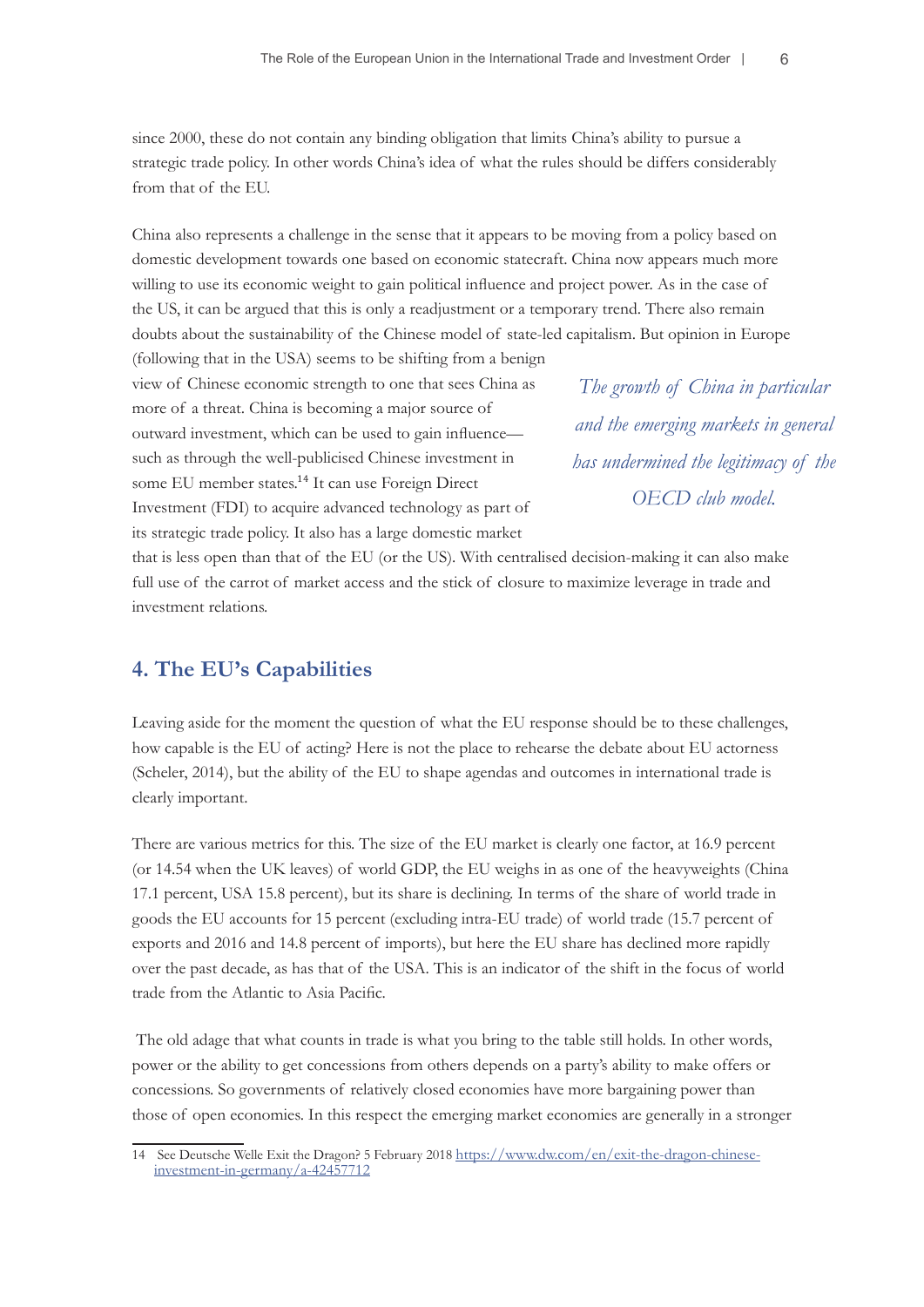since 2000, these do not contain any binding obligation that limits China's ability to pursue a strategic trade policy. In other words China's idea of what the rules should be differs considerably from that of the EU.

China also represents a challenge in the sense that it appears to be moving from a policy based on domestic development towards one based on economic statecraft. China now appears much more willing to use its economic weight to gain political influence and project power. As in the case of the US, it can be argued that this is only a readjustment or a temporary trend. There also remain doubts about the sustainability of the Chinese model of state-led capitalism. But opinion in Europe (following that in the USA) seems to be shifting from a benign view of Chinese economic strength to one that sees China as more of a threat. China is becoming a major source of outward investment, which can be used to gain influence—such as through the well-publicised Chinese investment in some EU member states.[14] It can use Foreign Direct Investment (FDI) to acquire advanced technology as part of its strategic trade policy. It also has a large domestic market that is less open than that of the EU (or the US). With centralised decision-making it can also make full use of the carrot of market access and the stick of closure to maximize leverage in trade and investment relations.

*The growth of China in particular and the emerging markets in general has undermined the legitimacy of the OECD club model.*

## 4. The EU's Capabilities

Leaving aside for the moment the question of what the EU response should be to these challenges, how capable is the EU of acting? Here is not the place to rehearse the debate about EU actorness (Scheler, 2014), but the ability of the EU to shape agendas and outcomes in international trade is clearly important.

There are various metrics for this. The size of the EU market is clearly one factor, at 16.9 percent (or 14.54 when the UK leaves) of world GDP, the EU weighs in as one of the heavyweights (China 17.1 percent, USA 15.8 percent), but its share is declining. In terms of the share of world trade in goods the EU accounts for 15 percent (excluding intra-EU trade) of world trade (15.7 percent of exports and 2016 and 14.8 percent of imports), but here the EU share has declined more rapidly over the past decade, as has that of the USA. This is an indicator of the shift in the focus of world trade from the Atlantic to Asia Pacific.

The old adage that what counts in trade is what you bring to the table still holds. In other words, power or the ability to get concessions from others depends on a party's ability to make offers or concessions. So governments of relatively closed economies have more bargaining power than those of open economies. In this respect the emerging market economies are generally in a stronger

14 See Deutsche Welle Exit the Dragon? 5 February 2018 https://www.dw.com/en/exit-the-dragon-chinese-investment-in-germany/a-42457712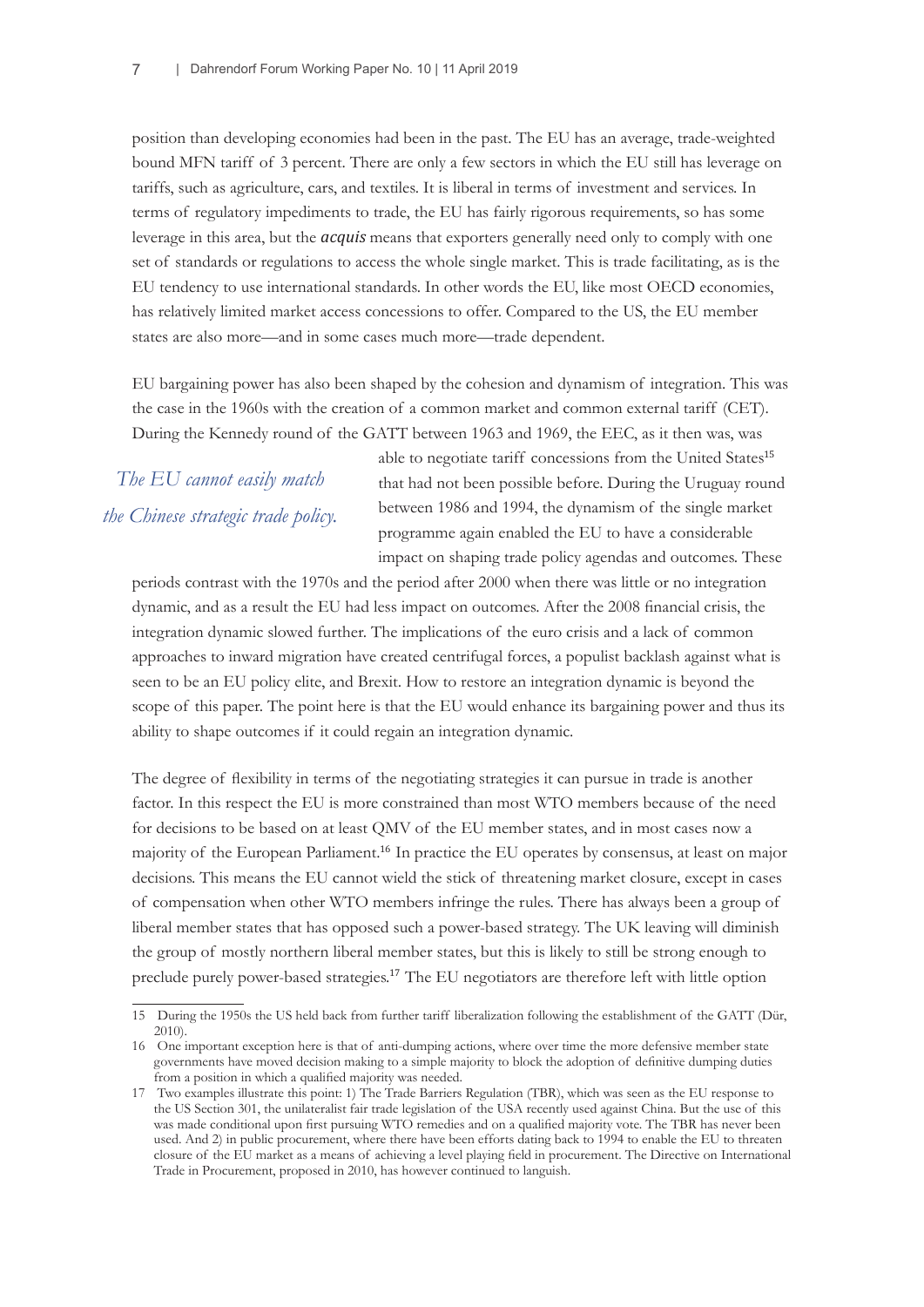position than developing economies had been in the past. The EU has an average, trade-weighted bound MFN tariff of 3 percent. There are only a few sectors in which the EU still has leverage on tariffs, such as agriculture, cars, and textiles. It is liberal in terms of investment and services. In terms of regulatory impediments to trade, the EU has fairly rigorous requirements, so has some leverage in this area, but the *acquis* means that exporters generally need only to comply with one set of standards or regulations to access the whole single market. This is trade facilitating, as is the EU tendency to use international standards. In other words the EU, like most OECD economies, has relatively limited market access concessions to offer. Compared to the US, the EU member states are also more—and in some cases much more—trade dependent.

EU bargaining power has also been shaped by the cohesion and dynamism of integration. This was the case in the 1960s with the creation of a common market and common external tariff (CET). During the Kennedy round of the GATT between 1963 and 1969, the EEC, as it then was, was able to negotiate tariff concessions from the United States[15] that had not been possible before. During the Uruguay round between 1986 and 1994, the dynamism of the single market programme again enabled the EU to have a considerable impact on shaping trade policy agendas and outcomes. These periods contrast with the 1970s and the period after 2000 when there was little or no integration dynamic, and as a result the EU had less impact on outcomes. After the 2008 financial crisis, the integration dynamic slowed further. The implications of the euro crisis and a lack of common approaches to inward migration have created centrifugal forces, a populist backlash against what is seen to be an EU policy elite, and Brexit. How to restore an integration dynamic is beyond the scope of this paper. The point here is that the EU would enhance its bargaining power and thus its ability to shape outcomes if it could regain an integration dynamic.

*The EU cannot easily match the Chinese strategic trade policy.*

The degree of flexibility in terms of the negotiating strategies it can pursue in trade is another factor. In this respect the EU is more constrained than most WTO members because of the need for decisions to be based on at least QMV of the EU member states, and in most cases now a majority of the European Parliament.[16] In practice the EU operates by consensus, at least on major decisions. This means the EU cannot wield the stick of threatening market closure, except in cases of compensation when other WTO members infringe the rules. There has always been a group of liberal member states that has opposed such a power-based strategy. The UK leaving will diminish the group of mostly northern liberal member states, but this is likely to still be strong enough to preclude purely power-based strategies.[17] The EU negotiators are therefore left with little option

---

15 During the 1950s the US held back from further tariff liberalization following the establishment of the GATT (Dür, 2010).

16 One important exception here is that of anti-dumping actions, where over time the more defensive member state governments have moved decision making to a simple majority to block the adoption of definitive dumping duties from a position in which a qualified majority was needed.

17 Two examples illustrate this point: 1) The Trade Barriers Regulation (TBR), which was seen as the EU response to the US Section 301, the unilateralist fair trade legislation of the USA recently used against China. But the use of this was made conditional upon first pursuing WTO remedies and on a qualified majority vote. The TBR has never been used. And 2) in public procurement, where there have been efforts dating back to 1994 to enable the EU to threaten closure of the EU market as a means of achieving a level playing field in procurement. The Directive on International Trade in Procurement, proposed in 2010, has however continued to languish.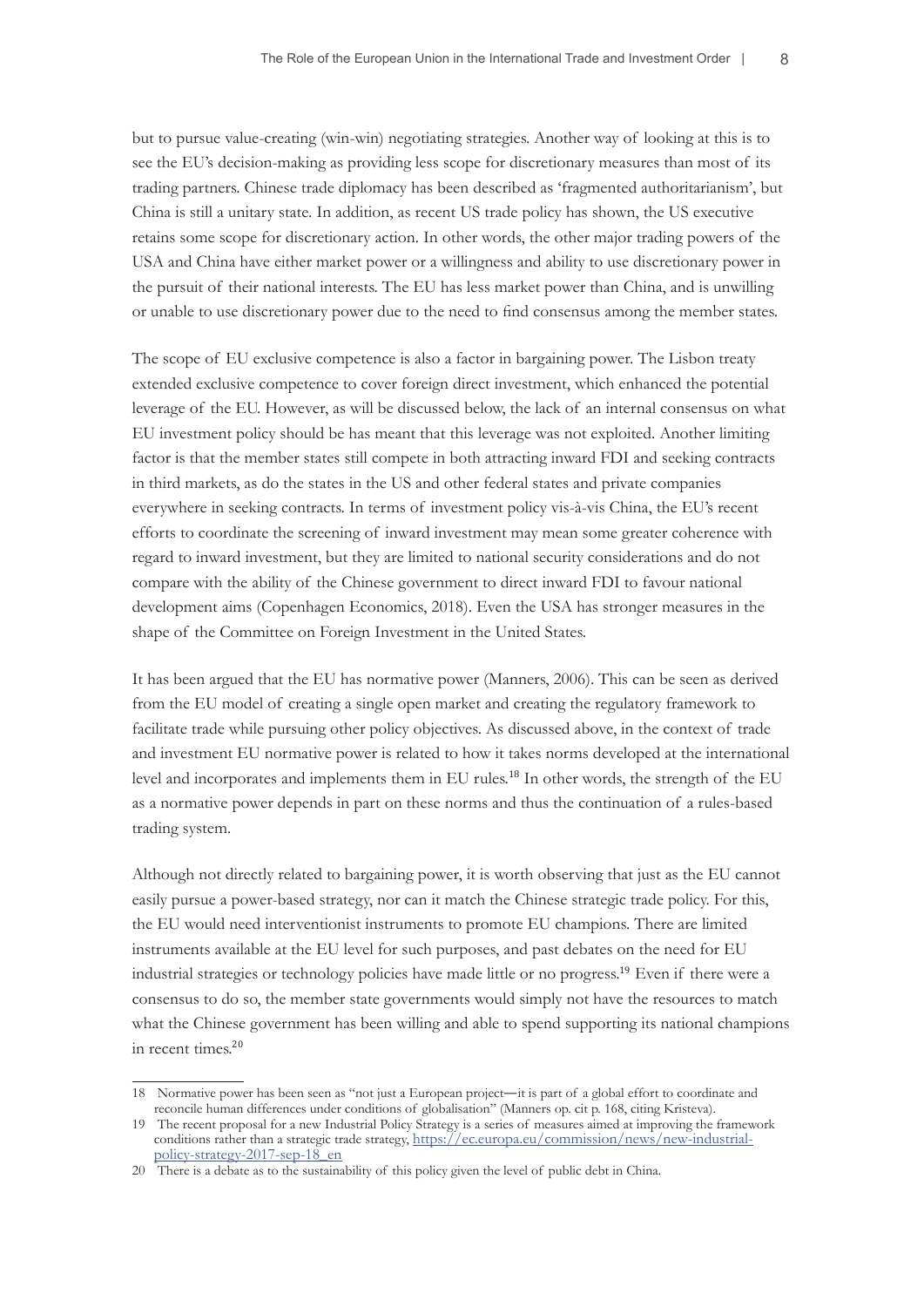but to pursue value-creating (win-win) negotiating strategies. Another way of looking at this is to see the EU's decision-making as providing less scope for discretionary measures than most of its trading partners. Chinese trade diplomacy has been described as 'fragmented authoritarianism', but China is still a unitary state. In addition, as recent US trade policy has shown, the US executive retains some scope for discretionary action. In other words, the other major trading powers of the USA and China have either market power or a willingness and ability to use discretionary power in the pursuit of their national interests. The EU has less market power than China, and is unwilling or unable to use discretionary power due to the need to find consensus among the member states.

The scope of EU exclusive competence is also a factor in bargaining power. The Lisbon treaty extended exclusive competence to cover foreign direct investment, which enhanced the potential leverage of the EU. However, as will be discussed below, the lack of an internal consensus on what EU investment policy should be has meant that this leverage was not exploited. Another limiting factor is that the member states still compete in both attracting inward FDI and seeking contracts in third markets, as do the states in the US and other federal states and private companies everywhere in seeking contracts. In terms of investment policy vis-à-vis China, the EU's recent efforts to coordinate the screening of inward investment may mean some greater coherence with regard to inward investment, but they are limited to national security considerations and do not compare with the ability of the Chinese government to direct inward FDI to favour national development aims (Copenhagen Economics, 2018). Even the USA has stronger measures in the shape of the Committee on Foreign Investment in the United States.

It has been argued that the EU has normative power (Manners, 2006). This can be seen as derived from the EU model of creating a single open market and creating the regulatory framework to facilitate trade while pursuing other policy objectives. As discussed above, in the context of trade and investment EU normative power is related to how it takes norms developed at the international level and incorporates and implements them in EU rules.[18] In other words, the strength of the EU as a normative power depends in part on these norms and thus the continuation of a rules-based trading system.

Although not directly related to bargaining power, it is worth observing that just as the EU cannot easily pursue a power-based strategy, nor can it match the Chinese strategic trade policy. For this, the EU would need interventionist instruments to promote EU champions. There are limited instruments available at the EU level for such purposes, and past debates on the need for EU industrial strategies or technology policies have made little or no progress.[19] Even if there were a consensus to do so, the member state governments would simply not have the resources to match what the Chinese government has been willing and able to spend supporting its national champions in recent times.[20]

---

18 Normative power has been seen as "not just a European project—it is part of a global effort to coordinate and reconcile human differences under conditions of globalisation" (Manners op. cit p. 168, citing Kristeva).

19 The recent proposal for a new Industrial Policy Strategy is a series of measures aimed at improving the framework conditions rather than a strategic trade strategy, https://ec.europa.eu/commission/news/new-industrial-policy-strategy-2017-sep-18_en

20 There is a debate as to the sustainability of this policy given the level of public debt in China.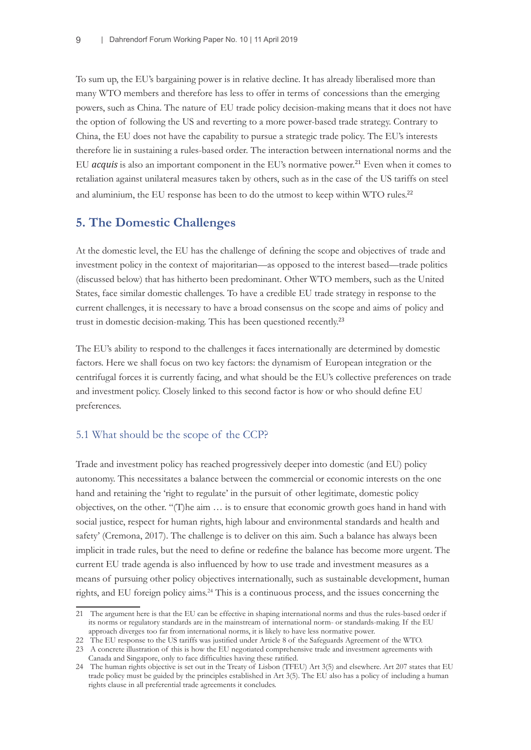To sum up, the EU's bargaining power is in relative decline. It has already liberalised more than many WTO members and therefore has less to offer in terms of concessions than the emerging powers, such as China. The nature of EU trade policy decision-making means that it does not have the option of following the US and reverting to a more power-based trade strategy. Contrary to China, the EU does not have the capability to pursue a strategic trade policy. The EU's interests therefore lie in sustaining a rules-based order. The interaction between international norms and the EU ***acquis*** is also an important component in the EU's normative power.[21] Even when it comes to retaliation against unilateral measures taken by others, such as in the case of the US tariffs on steel and aluminium, the EU response has been to do the utmost to keep within WTO rules.[22]

## 5. The Domestic Challenges

At the domestic level, the EU has the challenge of defining the scope and objectives of trade and investment policy in the context of majoritarian—as opposed to the interest based—trade politics (discussed below) that has hitherto been predominant. Other WTO members, such as the United States, face similar domestic challenges. To have a credible EU trade strategy in response to the current challenges, it is necessary to have a broad consensus on the scope and aims of policy and trust in domestic decision-making. This has been questioned recently.[23]

The EU's ability to respond to the challenges it faces internationally are determined by domestic factors. Here we shall focus on two key factors: the dynamism of European integration or the centrifugal forces it is currently facing, and what should be the EU's collective preferences on trade and investment policy. Closely linked to this second factor is how or who should define EU preferences.

### 5.1 What should be the scope of the CCP?

Trade and investment policy has reached progressively deeper into domestic (and EU) policy autonomy. This necessitates a balance between the commercial or economic interests on the one hand and retaining the 'right to regulate' in the pursuit of other legitimate, domestic policy objectives, on the other. "(T)he aim … is to ensure that economic growth goes hand in hand with social justice, respect for human rights, high labour and environmental standards and health and safety' (Cremona, 2017). The challenge is to deliver on this aim. Such a balance has always been implicit in trade rules, but the need to define or redefine the balance has become more urgent. The current EU trade agenda is also influenced by how to use trade and investment measures as a means of pursuing other policy objectives internationally, such as sustainable development, human rights, and EU foreign policy aims.[24] This is a continuous process, and the issues concerning the

---

21 The argument here is that the EU can be effective in shaping international norms and thus the rules-based order if its norms or regulatory standards are in the mainstream of international norm- or standards-making. If the EU approach diverges too far from international norms, it is likely to have less normative power.

22 The EU response to the US tariffs was justified under Article 8 of the Safeguards Agreement of the WTO.

23 A concrete illustration of this is how the EU negotiated comprehensive trade and investment agreements with Canada and Singapore, only to face difficulties having these ratified.

24 The human rights objective is set out in the Treaty of Lisbon (TFEU) Art 3(5) and elsewhere. Art 207 states that EU trade policy must be guided by the principles established in Art 3(5). The EU also has a policy of including a human rights clause in all preferential trade agreements it concludes.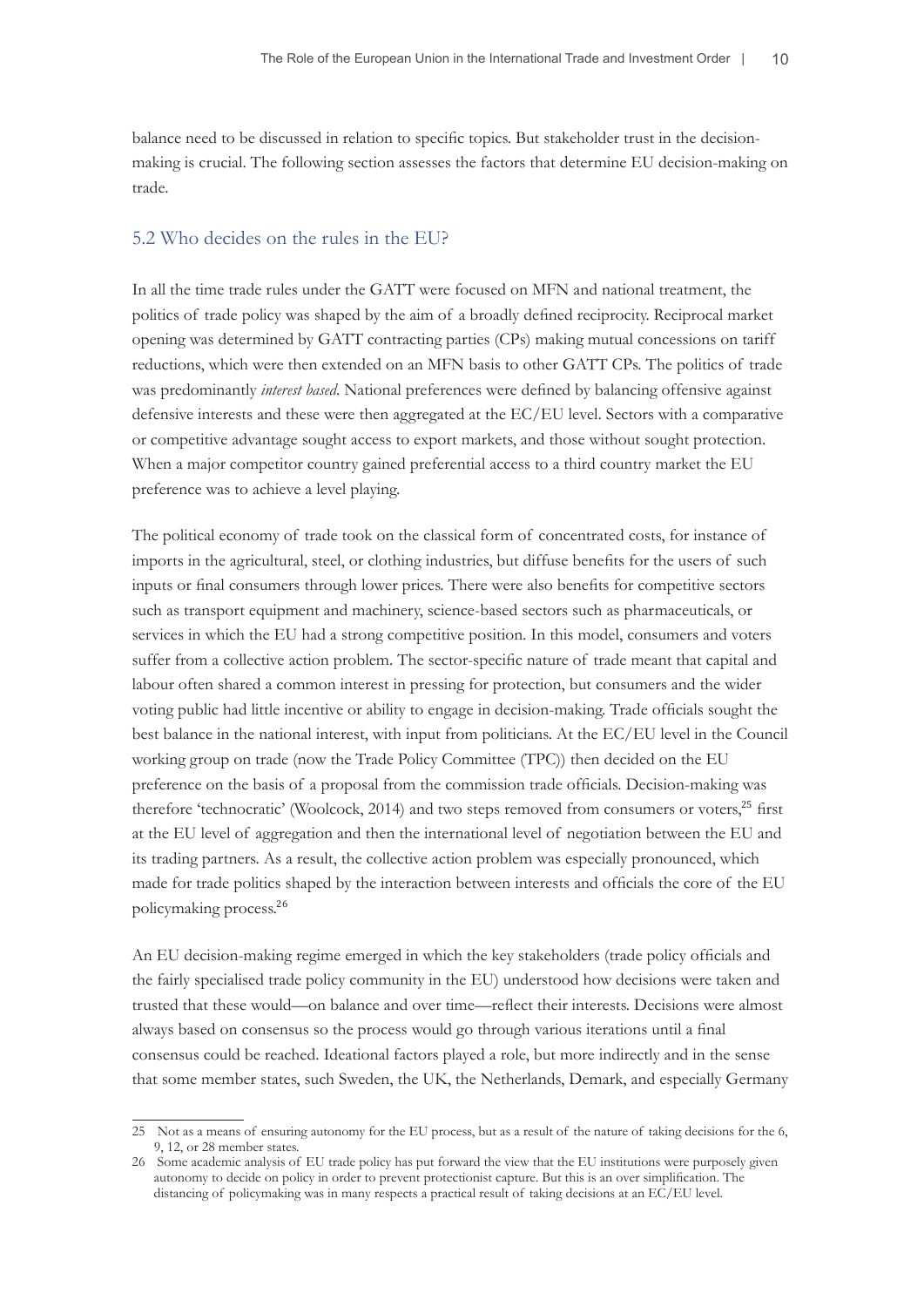balance need to be discussed in relation to specific topics. But stakeholder trust in the decision-making is crucial. The following section assesses the factors that determine EU decision-making on trade.

## 5.2 Who decides on the rules in the EU?

In all the time trade rules under the GATT were focused on MFN and national treatment, the politics of trade policy was shaped by the aim of a broadly defined reciprocity. Reciprocal market opening was determined by GATT contracting parties (CPs) making mutual concessions on tariff reductions, which were then extended on an MFN basis to other GATT CPs. The politics of trade was predominantly *interest based*. National preferences were defined by balancing offensive against defensive interests and these were then aggregated at the EC/EU level. Sectors with a comparative or competitive advantage sought access to export markets, and those without sought protection. When a major competitor country gained preferential access to a third country market the EU preference was to achieve a level playing.

The political economy of trade took on the classical form of concentrated costs, for instance of imports in the agricultural, steel, or clothing industries, but diffuse benefits for the users of such inputs or final consumers through lower prices. There were also benefits for competitive sectors such as transport equipment and machinery, science-based sectors such as pharmaceuticals, or services in which the EU had a strong competitive position. In this model, consumers and voters suffer from a collective action problem. The sector-specific nature of trade meant that capital and labour often shared a common interest in pressing for protection, but consumers and the wider voting public had little incentive or ability to engage in decision-making. Trade officials sought the best balance in the national interest, with input from politicians. At the EC/EU level in the Council working group on trade (now the Trade Policy Committee (TPC)) then decided on the EU preference on the basis of a proposal from the commission trade officials. Decision-making was therefore 'technocratic' (Woolcock, 2014) and two steps removed from consumers or voters,[25] first at the EU level of aggregation and then the international level of negotiation between the EU and its trading partners. As a result, the collective action problem was especially pronounced, which made for trade politics shaped by the interaction between interests and officials the core of the EU policymaking process.[26]

An EU decision-making regime emerged in which the key stakeholders (trade policy officials and the fairly specialised trade policy community in the EU) understood how decisions were taken and trusted that these would—on balance and over time—reflect their interests. Decisions were almost always based on consensus so the process would go through various iterations until a final consensus could be reached. Ideational factors played a role, but more indirectly and in the sense that some member states, such Sweden, the UK, the Netherlands, Demark, and especially Germany

---

25 Not as a means of ensuring autonomy for the EU process, but as a result of the nature of taking decisions for the 6, 9, 12, or 28 member states.

26 Some academic analysis of EU trade policy has put forward the view that the EU institutions were purposely given autonomy to decide on policy in order to prevent protectionist capture. But this is an over simplification. The distancing of policymaking was in many respects a practical result of taking decisions at an EC/EU level.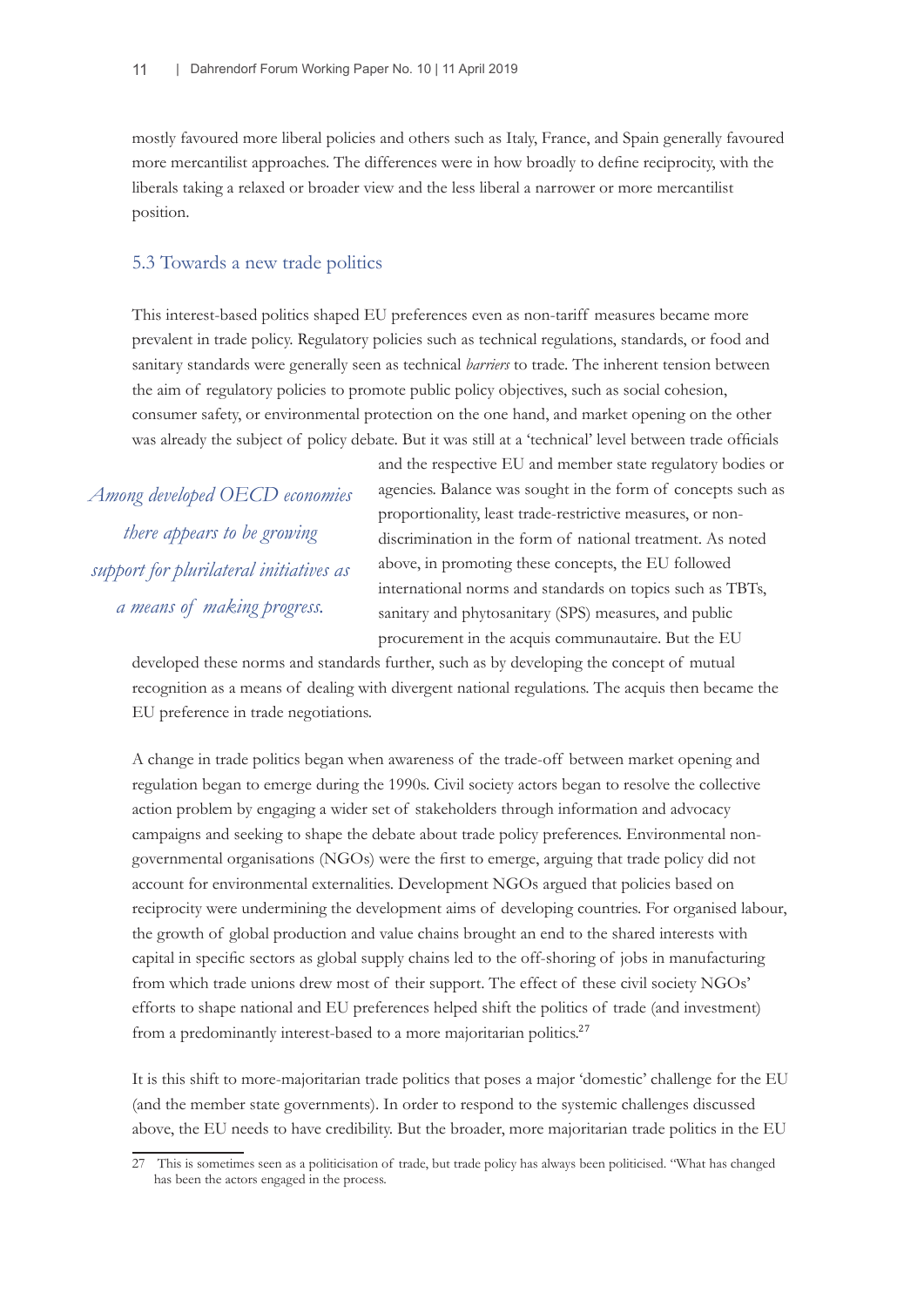mostly favoured more liberal policies and others such as Italy, France, and Spain generally favoured more mercantilist approaches. The differences were in how broadly to define reciprocity, with the liberals taking a relaxed or broader view and the less liberal a narrower or more mercantilist position.

## 5.3 Towards a new trade politics

This interest-based politics shaped EU preferences even as non-tariff measures became more prevalent in trade policy. Regulatory policies such as technical regulations, standards, or food and sanitary standards were generally seen as technical *barriers* to trade. The inherent tension between the aim of regulatory policies to promote public policy objectives, such as social cohesion, consumer safety, or environmental protection on the one hand, and market opening on the other was already the subject of policy debate. But it was still at a 'technical' level between trade officials and the respective EU and member state regulatory bodies or agencies. Balance was sought in the form of concepts such as proportionality, least trade-restrictive measures, or non-discrimination in the form of national treatment. As noted above, in promoting these concepts, the EU followed international norms and standards on topics such as TBTs, sanitary and phytosanitary (SPS) measures, and public procurement in the acquis communautaire. But the EU developed these norms and standards further, such as by developing the concept of mutual recognition as a means of dealing with divergent national regulations. The acquis then became the EU preference in trade negotiations.

> *Among developed OECD economies there appears to be growing support for plurilateral initiatives as a means of making progress.*

A change in trade politics began when awareness of the trade-off between market opening and regulation began to emerge during the 1990s. Civil society actors began to resolve the collective action problem by engaging a wider set of stakeholders through information and advocacy campaigns and seeking to shape the debate about trade policy preferences. Environmental non-governmental organisations (NGOs) were the first to emerge, arguing that trade policy did not account for environmental externalities. Development NGOs argued that policies based on reciprocity were undermining the development aims of developing countries. For organised labour, the growth of global production and value chains brought an end to the shared interests with capital in specific sectors as global supply chains led to the off-shoring of jobs in manufacturing from which trade unions drew most of their support. The effect of these civil society NGOs' efforts to shape national and EU preferences helped shift the politics of trade (and investment) from a predominantly interest-based to a more majoritarian politics.[27]

It is this shift to more-majoritarian trade politics that poses a major 'domestic' challenge for the EU (and the member state governments). In order to respond to the systemic challenges discussed above, the EU needs to have credibility. But the broader, more majoritarian trade politics in the EU

---

27 This is sometimes seen as a politicisation of trade, but trade policy has always been politicised. "What has changed has been the actors engaged in the process.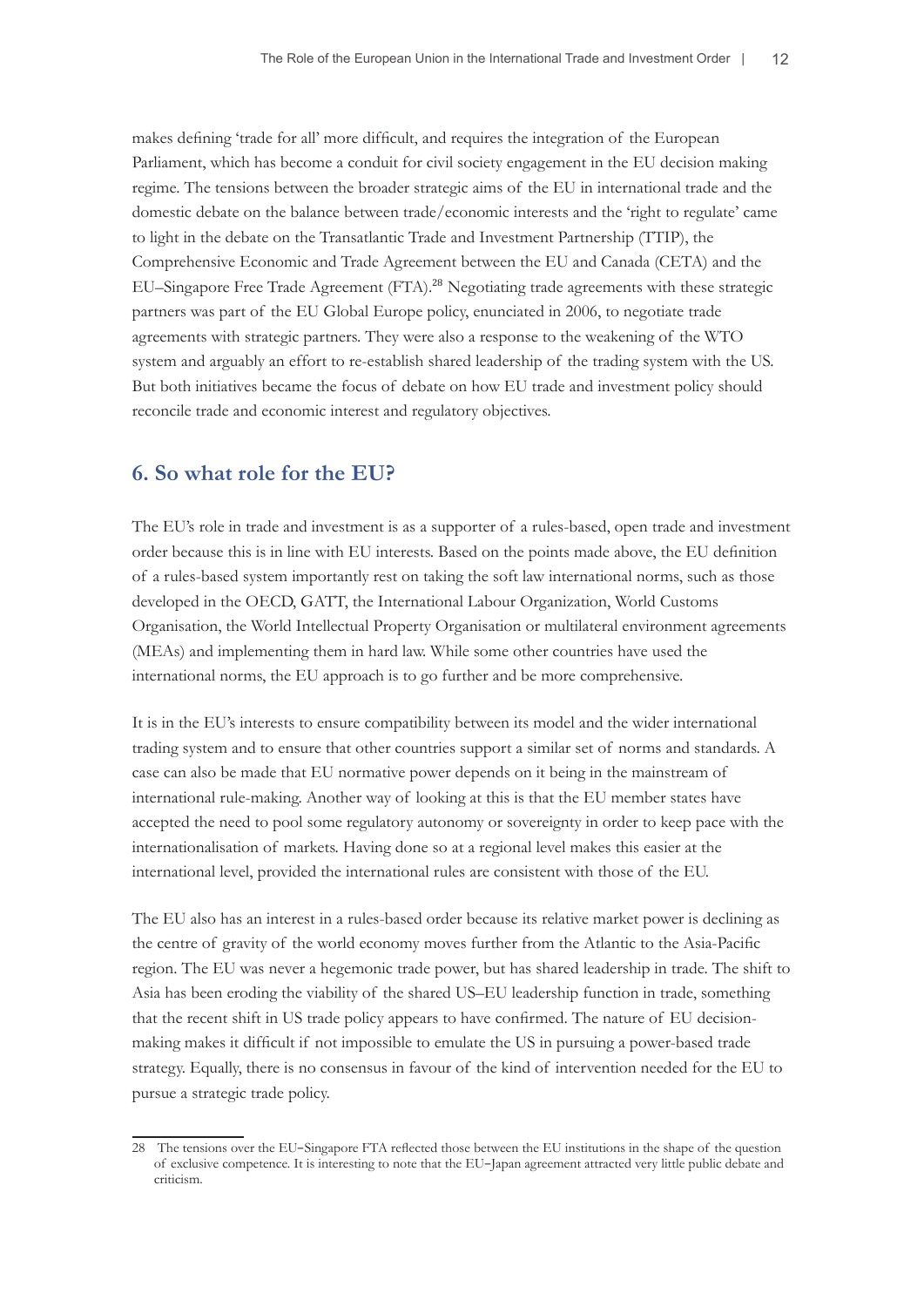makes defining 'trade for all' more difficult, and requires the integration of the European Parliament, which has become a conduit for civil society engagement in the EU decision making regime. The tensions between the broader strategic aims of the EU in international trade and the domestic debate on the balance between trade/economic interests and the 'right to regulate' came to light in the debate on the Transatlantic Trade and Investment Partnership (TTIP), the Comprehensive Economic and Trade Agreement between the EU and Canada (CETA) and the EU–Singapore Free Trade Agreement (FTA).[28] Negotiating trade agreements with these strategic partners was part of the EU Global Europe policy, enunciated in 2006, to negotiate trade agreements with strategic partners. They were also a response to the weakening of the WTO system and arguably an effort to re-establish shared leadership of the trading system with the US. But both initiatives became the focus of debate on how EU trade and investment policy should reconcile trade and economic interest and regulatory objectives.

## 6. So what role for the EU?

The EU's role in trade and investment is as a supporter of a rules-based, open trade and investment order because this is in line with EU interests. Based on the points made above, the EU definition of a rules-based system importantly rest on taking the soft law international norms, such as those developed in the OECD, GATT, the International Labour Organization, World Customs Organisation, the World Intellectual Property Organisation or multilateral environment agreements (MEAs) and implementing them in hard law. While some other countries have used the international norms, the EU approach is to go further and be more comprehensive.

It is in the EU's interests to ensure compatibility between its model and the wider international trading system and to ensure that other countries support a similar set of norms and standards. A case can also be made that EU normative power depends on it being in the mainstream of international rule-making. Another way of looking at this is that the EU member states have accepted the need to pool some regulatory autonomy or sovereignty in order to keep pace with the internationalisation of markets. Having done so at a regional level makes this easier at the international level, provided the international rules are consistent with those of the EU.

The EU also has an interest in a rules-based order because its relative market power is declining as the centre of gravity of the world economy moves further from the Atlantic to the Asia-Pacific region. The EU was never a hegemonic trade power, but has shared leadership in trade. The shift to Asia has been eroding the viability of the shared US–EU leadership function in trade, something that the recent shift in US trade policy appears to have confirmed. The nature of EU decision-making makes it difficult if not impossible to emulate the US in pursuing a power-based trade strategy. Equally, there is no consensus in favour of the kind of intervention needed for the EU to pursue a strategic trade policy.

---

28 The tensions over the EU–Singapore FTA reflected those between the EU institutions in the shape of the question of exclusive competence. It is interesting to note that the EU–Japan agreement attracted very little public debate and criticism.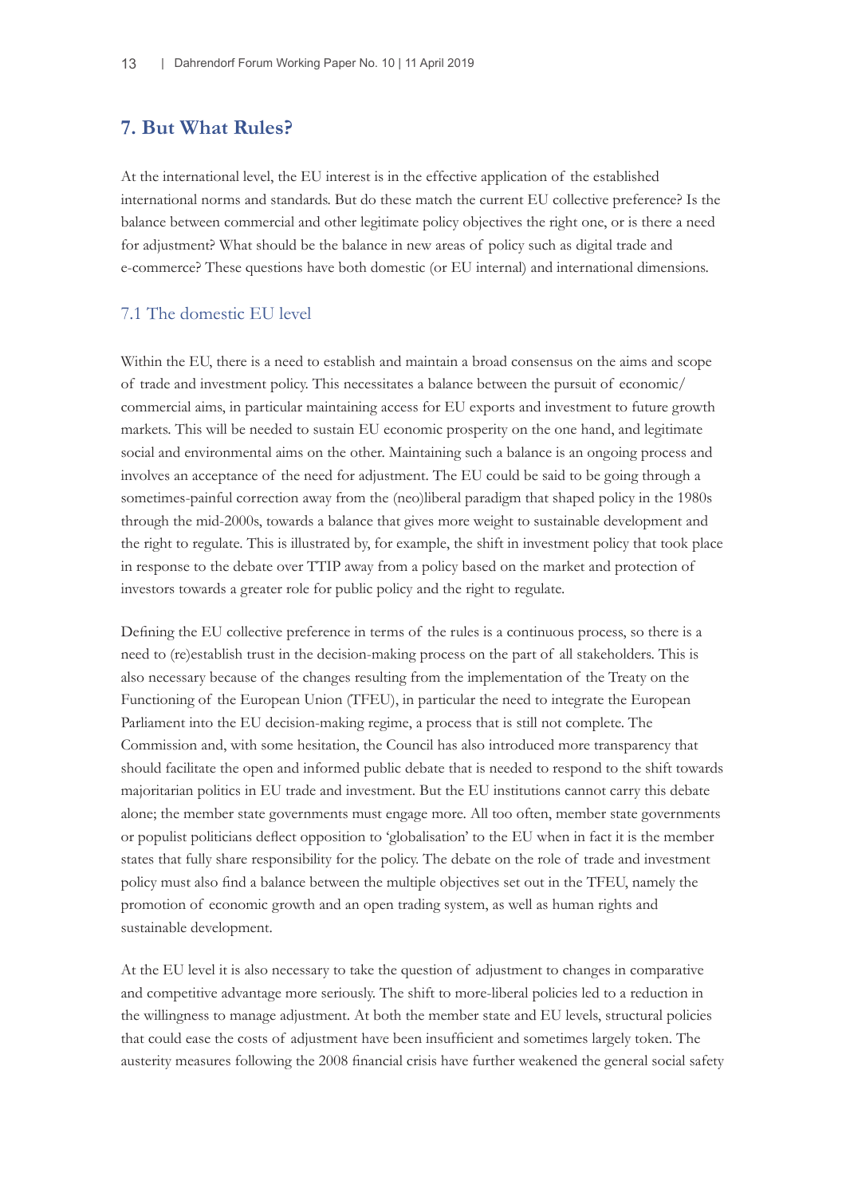## 7. But What Rules?

At the international level, the EU interest is in the effective application of the established international norms and standards. But do these match the current EU collective preference? Is the balance between commercial and other legitimate policy objectives the right one, or is there a need for adjustment? What should be the balance in new areas of policy such as digital trade and e-commerce? These questions have both domestic (or EU internal) and international dimensions.

### 7.1 The domestic EU level

Within the EU, there is a need to establish and maintain a broad consensus on the aims and scope of trade and investment policy. This necessitates a balance between the pursuit of economic/commercial aims, in particular maintaining access for EU exports and investment to future growth markets. This will be needed to sustain EU economic prosperity on the one hand, and legitimate social and environmental aims on the other. Maintaining such a balance is an ongoing process and involves an acceptance of the need for adjustment. The EU could be said to be going through a sometimes-painful correction away from the (neo)liberal paradigm that shaped policy in the 1980s through the mid-2000s, towards a balance that gives more weight to sustainable development and the right to regulate. This is illustrated by, for example, the shift in investment policy that took place in response to the debate over TTIP away from a policy based on the market and protection of investors towards a greater role for public policy and the right to regulate.

Defining the EU collective preference in terms of the rules is a continuous process, so there is a need to (re)establish trust in the decision-making process on the part of all stakeholders. This is also necessary because of the changes resulting from the implementation of the Treaty on the Functioning of the European Union (TFEU), in particular the need to integrate the European Parliament into the EU decision-making regime, a process that is still not complete. The Commission and, with some hesitation, the Council has also introduced more transparency that should facilitate the open and informed public debate that is needed to respond to the shift towards majoritarian politics in EU trade and investment. But the EU institutions cannot carry this debate alone; the member state governments must engage more. All too often, member state governments or populist politicians deflect opposition to 'globalisation' to the EU when in fact it is the member states that fully share responsibility for the policy. The debate on the role of trade and investment policy must also find a balance between the multiple objectives set out in the TFEU, namely the promotion of economic growth and an open trading system, as well as human rights and sustainable development.

At the EU level it is also necessary to take the question of adjustment to changes in comparative and competitive advantage more seriously. The shift to more-liberal policies led to a reduction in the willingness to manage adjustment. At both the member state and EU levels, structural policies that could ease the costs of adjustment have been insufficient and sometimes largely token. The austerity measures following the 2008 financial crisis have further weakened the general social safety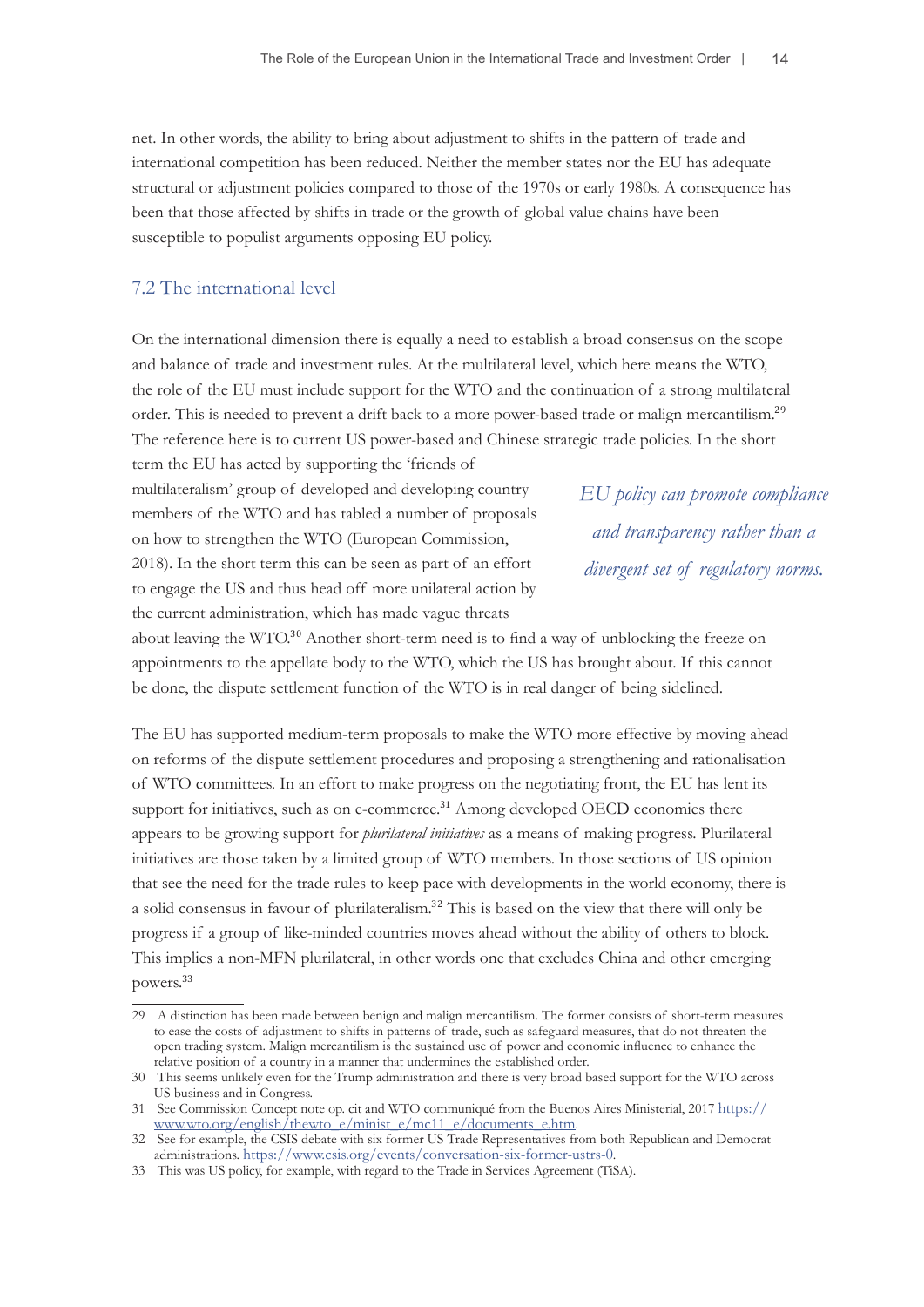net. In other words, the ability to bring about adjustment to shifts in the pattern of trade and international competition has been reduced. Neither the member states nor the EU has adequate structural or adjustment policies compared to those of the 1970s or early 1980s. A consequence has been that those affected by shifts in trade or the growth of global value chains have been susceptible to populist arguments opposing EU policy.

## 7.2 The international level

On the international dimension there is equally a need to establish a broad consensus on the scope and balance of trade and investment rules. At the multilateral level, which here means the WTO, the role of the EU must include support for the WTO and the continuation of a strong multilateral order. This is needed to prevent a drift back to a more power-based trade or malign mercantilism.[29] The reference here is to current US power-based and Chinese strategic trade policies. In the short term the EU has acted by supporting the 'friends of multilateralism' group of developed and developing country members of the WTO and has tabled a number of proposals on how to strengthen the WTO (European Commission, 2018). In the short term this can be seen as part of an effort to engage the US and thus head off more unilateral action by the current administration, which has made vague threats about leaving the WTO.[30] Another short-term need is to find a way of unblocking the freeze on appointments to the appellate body to the WTO, which the US has brought about. If this cannot be done, the dispute settlement function of the WTO is in real danger of being sidelined.

*EU policy can promote compliance and transparency rather than a divergent set of regulatory norms.*

The EU has supported medium-term proposals to make the WTO more effective by moving ahead on reforms of the dispute settlement procedures and proposing a strengthening and rationalisation of WTO committees. In an effort to make progress on the negotiating front, the EU has lent its support for initiatives, such as on e-commerce.[31] Among developed OECD economies there appears to be growing support for *plurilateral initiatives* as a means of making progress. Plurilateral initiatives are those taken by a limited group of WTO members. In those sections of US opinion that see the need for the trade rules to keep pace with developments in the world economy, there is a solid consensus in favour of plurilateralism.[32] This is based on the view that there will only be progress if a group of like-minded countries moves ahead without the ability of others to block. This implies a non-MFN plurilateral, in other words one that excludes China and other emerging powers.[33]

---

29 A distinction has been made between benign and malign mercantilism. The former consists of short-term measures to ease the costs of adjustment to shifts in patterns of trade, such as safeguard measures, that do not threaten the open trading system. Malign mercantilism is the sustained use of power and economic influence to enhance the relative position of a country in a manner that undermines the established order.

30 This seems unlikely even for the Trump administration and there is very broad based support for the WTO across US business and in Congress.

31 See Commission Concept note op. cit and WTO communiqué from the Buenos Aires Ministerial, 2017 https://www.wto.org/english/thewto_e/minist_e/mc11_e/documents_e.htm.

32 See for example, the CSIS debate with six former US Trade Representatives from both Republican and Democrat administrations. https://www.csis.org/events/conversation-six-former-ustrs-0.

33 This was US policy, for example, with regard to the Trade in Services Agreement (TiSA).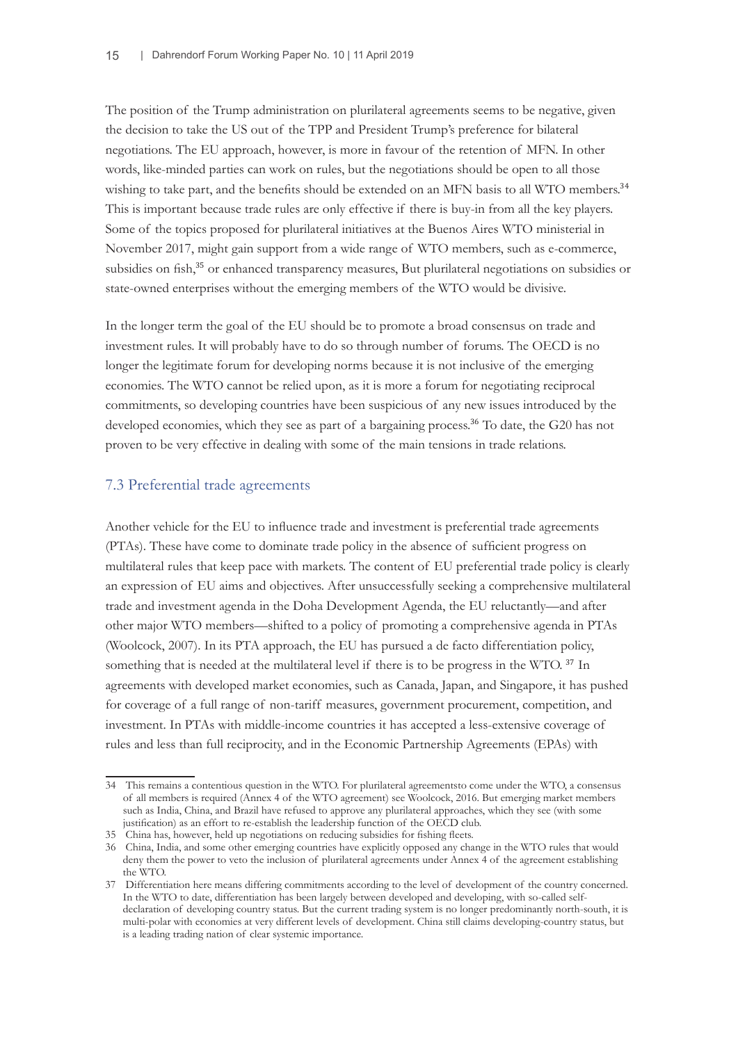The position of the Trump administration on plurilateral agreements seems to be negative, given the decision to take the US out of the TPP and President Trump's preference for bilateral negotiations. The EU approach, however, is more in favour of the retention of MFN. In other words, like-minded parties can work on rules, but the negotiations should be open to all those wishing to take part, and the benefits should be extended on an MFN basis to all WTO members.[34] This is important because trade rules are only effective if there is buy-in from all the key players. Some of the topics proposed for plurilateral initiatives at the Buenos Aires WTO ministerial in November 2017, might gain support from a wide range of WTO members, such as e-commerce, subsidies on fish,[35] or enhanced transparency measures, But plurilateral negotiations on subsidies or state-owned enterprises without the emerging members of the WTO would be divisive.

In the longer term the goal of the EU should be to promote a broad consensus on trade and investment rules. It will probably have to do so through number of forums. The OECD is no longer the legitimate forum for developing norms because it is not inclusive of the emerging economies. The WTO cannot be relied upon, as it is more a forum for negotiating reciprocal commitments, so developing countries have been suspicious of any new issues introduced by the developed economies, which they see as part of a bargaining process.[36] To date, the G20 has not proven to be very effective in dealing with some of the main tensions in trade relations.

## 7.3 Preferential trade agreements

Another vehicle for the EU to influence trade and investment is preferential trade agreements (PTAs). These have come to dominate trade policy in the absence of sufficient progress on multilateral rules that keep pace with markets. The content of EU preferential trade policy is clearly an expression of EU aims and objectives. After unsuccessfully seeking a comprehensive multilateral trade and investment agenda in the Doha Development Agenda, the EU reluctantly—and after other major WTO members—shifted to a policy of promoting a comprehensive agenda in PTAs (Woolcock, 2007). In its PTA approach, the EU has pursued a de facto differentiation policy, something that is needed at the multilateral level if there is to be progress in the WTO. [37] In agreements with developed market economies, such as Canada, Japan, and Singapore, it has pushed for coverage of a full range of non-tariff measures, government procurement, competition, and investment. In PTAs with middle-income countries it has accepted a less-extensive coverage of rules and less than full reciprocity, and in the Economic Partnership Agreements (EPAs) with

---

34 This remains a contentious question in the WTO. For plurilateral agreementsto come under the WTO, a consensus of all members is required (Annex 4 of the WTO agreement) see Woolcock, 2016. But emerging market members such as India, China, and Brazil have refused to approve any plurilateral approaches, which they see (with some justification) as an effort to re-establish the leadership function of the OECD club.

35 China has, however, held up negotiations on reducing subsidies for fishing fleets.

36 China, India, and some other emerging countries have explicitly opposed any change in the WTO rules that would deny them the power to veto the inclusion of plurilateral agreements under Annex 4 of the agreement establishing the WTO.

37 Differentiation here means differing commitments according to the level of development of the country concerned. In the WTO to date, differentiation has been largely between developed and developing, with so-called self-declaration of developing country status. But the current trading system is no longer predominantly north-south, it is multi-polar with economies at very different levels of development. China still claims developing-country status, but is a leading trading nation of clear systemic importance.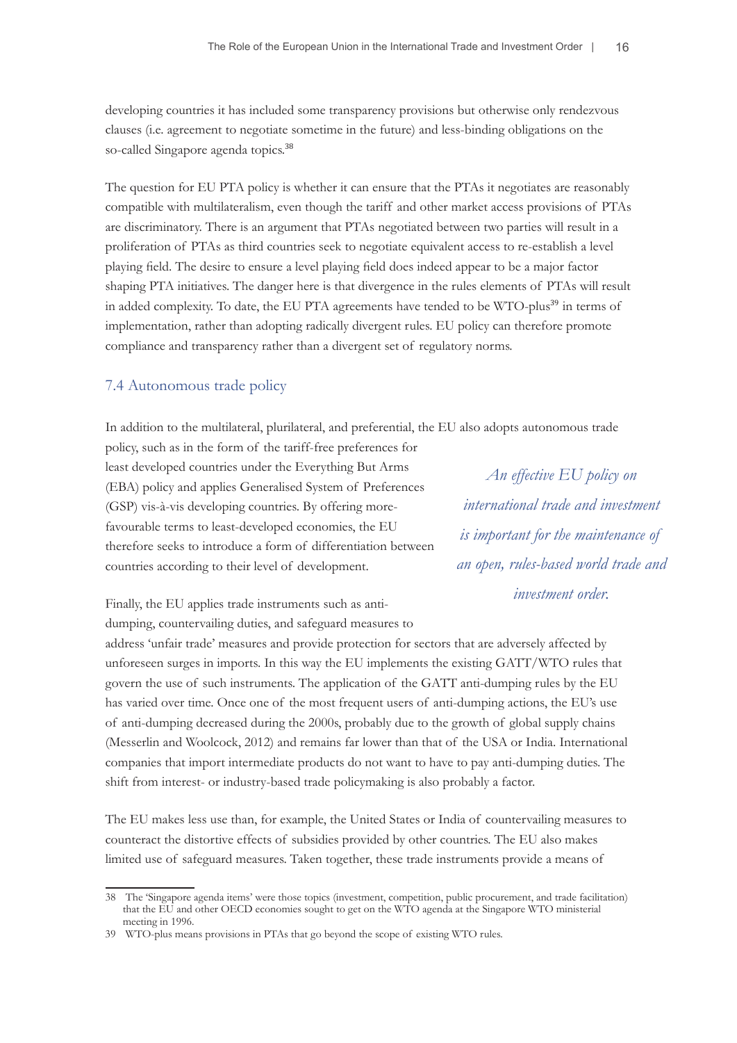developing countries it has included some transparency provisions but otherwise only rendezvous clauses (i.e. agreement to negotiate sometime in the future) and less-binding obligations on the so-called Singapore agenda topics.[38]

The question for EU PTA policy is whether it can ensure that the PTAs it negotiates are reasonably compatible with multilateralism, even though the tariff and other market access provisions of PTAs are discriminatory. There is an argument that PTAs negotiated between two parties will result in a proliferation of PTAs as third countries seek to negotiate equivalent access to re-establish a level playing field. The desire to ensure a level playing field does indeed appear to be a major factor shaping PTA initiatives. The danger here is that divergence in the rules elements of PTAs will result in added complexity. To date, the EU PTA agreements have tended to be WTO-plus[39] in terms of implementation, rather than adopting radically divergent rules. EU policy can therefore promote compliance and transparency rather than a divergent set of regulatory norms.

## 7.4 Autonomous trade policy

In addition to the multilateral, plurilateral, and preferential, the EU also adopts autonomous trade policy, such as in the form of the tariff-free preferences for least developed countries under the Everything But Arms (EBA) policy and applies Generalised System of Preferences (GSP) vis-à-vis developing countries. By offering more-favourable terms to least-developed economies, the EU therefore seeks to introduce a form of differentiation between countries according to their level of development.

*An effective EU policy on international trade and investment is important for the maintenance of an open, rules-based world trade and investment order.*

Finally, the EU applies trade instruments such as anti-dumping, countervailing duties, and safeguard measures to address 'unfair trade' measures and provide protection for sectors that are adversely affected by unforeseen surges in imports. In this way the EU implements the existing GATT/WTO rules that govern the use of such instruments. The application of the GATT anti-dumping rules by the EU has varied over time. Once one of the most frequent users of anti-dumping actions, the EU's use of anti-dumping decreased during the 2000s, probably due to the growth of global supply chains (Messerlin and Woolcock, 2012) and remains far lower than that of the USA or India. International companies that import intermediate products do not want to have to pay anti-dumping duties. The shift from interest- or industry-based trade policymaking is also probably a factor.

The EU makes less use than, for example, the United States or India of countervailing measures to counteract the distortive effects of subsidies provided by other countries. The EU also makes limited use of safeguard measures. Taken together, these trade instruments provide a means of

---

38 The 'Singapore agenda items' were those topics (investment, competition, public procurement, and trade facilitation) that the EU and other OECD economies sought to get on the WTO agenda at the Singapore WTO ministerial meeting in 1996.

39 WTO-plus means provisions in PTAs that go beyond the scope of existing WTO rules.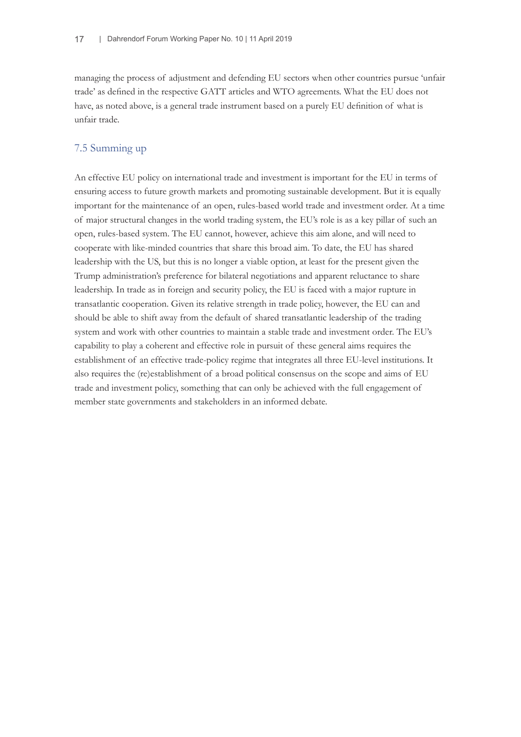managing the process of adjustment and defending EU sectors when other countries pursue 'unfair trade' as defined in the respective GATT articles and WTO agreements. What the EU does not have, as noted above, is a general trade instrument based on a purely EU definition of what is unfair trade.

### 7.5 Summing up

An effective EU policy on international trade and investment is important for the EU in terms of ensuring access to future growth markets and promoting sustainable development. But it is equally important for the maintenance of an open, rules-based world trade and investment order. At a time of major structural changes in the world trading system, the EU's role is as a key pillar of such an open, rules-based system. The EU cannot, however, achieve this aim alone, and will need to cooperate with like-minded countries that share this broad aim. To date, the EU has shared leadership with the US, but this is no longer a viable option, at least for the present given the Trump administration's preference for bilateral negotiations and apparent reluctance to share leadership. In trade as in foreign and security policy, the EU is faced with a major rupture in transatlantic cooperation. Given its relative strength in trade policy, however, the EU can and should be able to shift away from the default of shared transatlantic leadership of the trading system and work with other countries to maintain a stable trade and investment order. The EU's capability to play a coherent and effective role in pursuit of these general aims requires the establishment of an effective trade-policy regime that integrates all three EU-level institutions. It also requires the (re)establishment of a broad political consensus on the scope and aims of EU trade and investment policy, something that can only be achieved with the full engagement of member state governments and stakeholders in an informed debate.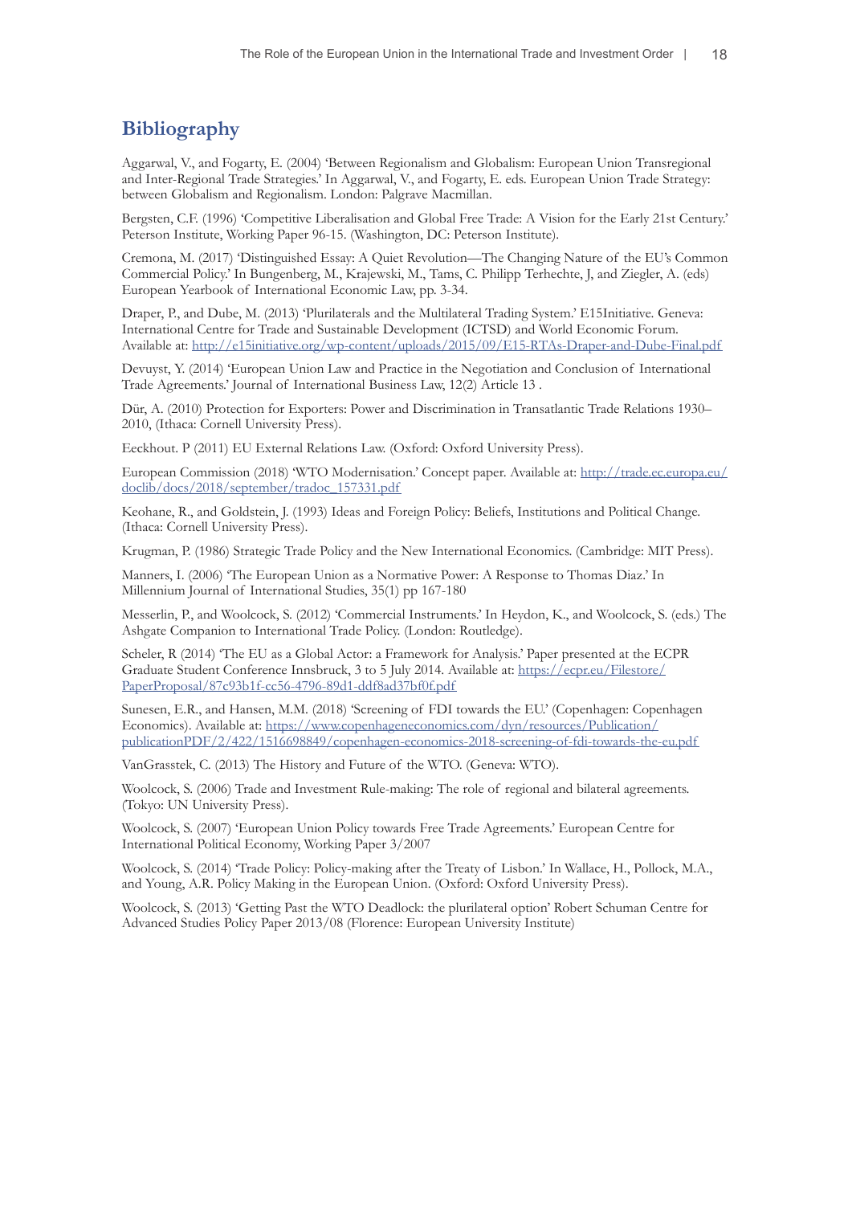## Bibliography

Aggarwal, V., and Fogarty, E. (2004) 'Between Regionalism and Globalism: European Union Transregional and Inter-Regional Trade Strategies.' In Aggarwal, V., and Fogarty, E. eds. European Union Trade Strategy: between Globalism and Regionalism. London: Palgrave Macmillan.

Bergsten, C.F. (1996) 'Competitive Liberalisation and Global Free Trade: A Vision for the Early 21st Century.' Peterson Institute, Working Paper 96-15. (Washington, DC: Peterson Institute).

Cremona, M. (2017) 'Distinguished Essay: A Quiet Revolution—The Changing Nature of the EU's Common Commercial Policy.' In Bungenberg, M., Krajewski, M., Tams, C. Philipp Terhechte, J, and Ziegler, A. (eds) European Yearbook of International Economic Law, pp. 3-34.

Draper, P., and Dube, M. (2013) 'Plurilaterals and the Multilateral Trading System.' E15Initiative. Geneva: International Centre for Trade and Sustainable Development (ICTSD) and World Economic Forum. Available at: http://e15initiative.org/wp-content/uploads/2015/09/E15-RTAs-Draper-and-Dube-Final.pdf

Devuyst, Y. (2014) 'European Union Law and Practice in the Negotiation and Conclusion of International Trade Agreements.' Journal of International Business Law, 12(2) Article 13 .

Dür, A. (2010) Protection for Exporters: Power and Discrimination in Transatlantic Trade Relations 1930–2010, (Ithaca: Cornell University Press).

Eeckhout. P (2011) EU External Relations Law. (Oxford: Oxford University Press).

European Commission (2018) 'WTO Modernisation.' Concept paper. Available at: http://trade.ec.europa.eu/doclib/docs/2018/september/tradoc_157331.pdf

Keohane, R., and Goldstein, J. (1993) Ideas and Foreign Policy: Beliefs, Institutions and Political Change. (Ithaca: Cornell University Press).

Krugman, P. (1986) Strategic Trade Policy and the New International Economics. (Cambridge: MIT Press).

Manners, I. (2006) 'The European Union as a Normative Power: A Response to Thomas Diaz.' In Millennium Journal of International Studies, 35(1) pp 167-180

Messerlin, P., and Woolcock, S. (2012) 'Commercial Instruments.' In Heydon, K., and Woolcock, S. (eds.) The Ashgate Companion to International Trade Policy. (London: Routledge).

Scheler, R (2014) 'The EU as a Global Actor: a Framework for Analysis.' Paper presented at the ECPR Graduate Student Conference Innsbruck, 3 to 5 July 2014. Available at: https://ecpr.eu/Filestore/PaperProposal/87c93b1f-cc56-4796-89d1-ddf8ad37bf0f.pdf

Sunesen, E.R., and Hansen, M.M. (2018) 'Screening of FDI towards the EU.' (Copenhagen: Copenhagen Economics). Available at: https://www.copenhageneconomics.com/dyn/resources/Publication/publicationPDF/2/422/1516698849/copenhagen-economics-2018-screening-of-fdi-towards-the-eu.pdf

VanGrasstek, C. (2013) The History and Future of the WTO. (Geneva: WTO).

Woolcock, S. (2006) Trade and Investment Rule-making: The role of regional and bilateral agreements. (Tokyo: UN University Press).

Woolcock, S. (2007) 'European Union Policy towards Free Trade Agreements.' European Centre for International Political Economy, Working Paper 3/2007

Woolcock, S. (2014) 'Trade Policy: Policy-making after the Treaty of Lisbon.' In Wallace, H., Pollock, M.A., and Young, A.R. Policy Making in the European Union. (Oxford: Oxford University Press).

Woolcock, S. (2013) 'Getting Past the WTO Deadlock: the plurilateral option' Robert Schuman Centre for Advanced Studies Policy Paper 2013/08 (Florence: European University Institute)